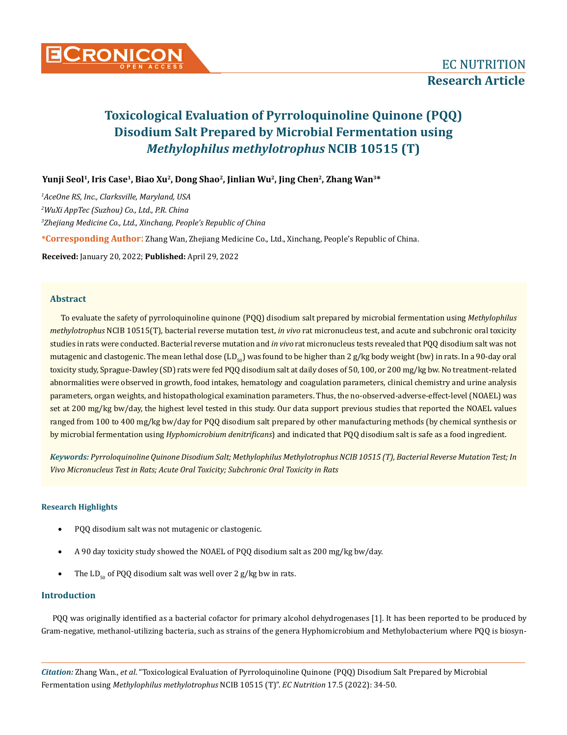EC NUTRITION

**Research Article**

# Toxicological Evaluation of Pyrroloquinoline Quinone (PQQ) Disodium Salt Prepared by Microbial Fermentation using *Methylophilus methylotrophus* NCIB 10515 (T)

**Yunji Seol[1], Iris Case[1], Biao Xu[2], Dong Shao[2], Jinlian Wu[2], Jing Chen[2], Zhang Wan[3]\***

*[1]AceOne RS, Inc., Clarksville, Maryland, USA*

*[2]WuXi AppTec (Suzhou) Co., Ltd., P.R. China*

*[3]Zhejiang Medicine Co., Ltd., Xinchang, People's Republic of China*

**\*Corresponding Author:** Zhang Wan, Zhejiang Medicine Co., Ltd., Xinchang, People's Republic of China.

**Received:** January 20, 2022; **Published:** April 29, 2022

## Abstract

To evaluate the safety of pyrroloquinoline quinone (PQQ) disodium salt prepared by microbial fermentation using *Methylophilus methylotrophus* NCIB 10515(T), bacterial reverse mutation test, *in vivo* rat micronucleus test, and acute and subchronic oral toxicity studies in rats were conducted. Bacterial reverse mutation and *in vivo* rat micronucleus tests revealed that PQQ disodium salt was not mutagenic and clastogenic. The mean lethal dose ($LD_{50}$) was found to be higher than 2 g/kg body weight (bw) in rats. In a 90-day oral toxicity study, Sprague-Dawley (SD) rats were fed PQQ disodium salt at daily doses of 50, 100, or 200 mg/kg bw. No treatment-related abnormalities were observed in growth, food intakes, hematology and coagulation parameters, clinical chemistry and urine analysis parameters, organ weights, and histopathological examination parameters. Thus, the no-observed-adverse-effect-level (NOAEL) was set at 200 mg/kg bw/day, the highest level tested in this study. Our data support previous studies that reported the NOAEL values ranged from 100 to 400 mg/kg bw/day for PQQ disodium salt prepared by other manufacturing methods (by chemical synthesis or by microbial fermentation using *Hyphomicrobium denitrificans*) and indicated that PQQ disodium salt is safe as a food ingredient.

***Keywords:*** *Pyrroloquinoline Quinone Disodium Salt; Methylophilus Methylotrophus NCIB 10515 (T), Bacterial Reverse Mutation Test; In Vivo Micronucleus Test in Rats; Acute Oral Toxicity; Subchronic Oral Toxicity in Rats*

### Research Highlights

- PQQ disodium salt was not mutagenic or clastogenic.
- A 90 day toxicity study showed the NOAEL of PQQ disodium salt as 200 mg/kg bw/day.
- The $LD_{50}$ of PQQ disodium salt was well over 2 g/kg bw in rats.

## Introduction

PQQ was originally identified as a bacterial cofactor for primary alcohol dehydrogenases [1]. It has been reported to be produced by Gram-negative, methanol-utilizing bacteria, such as strains of the genera Hyphomicrobium and Methylobacterium where PQQ is biosyn-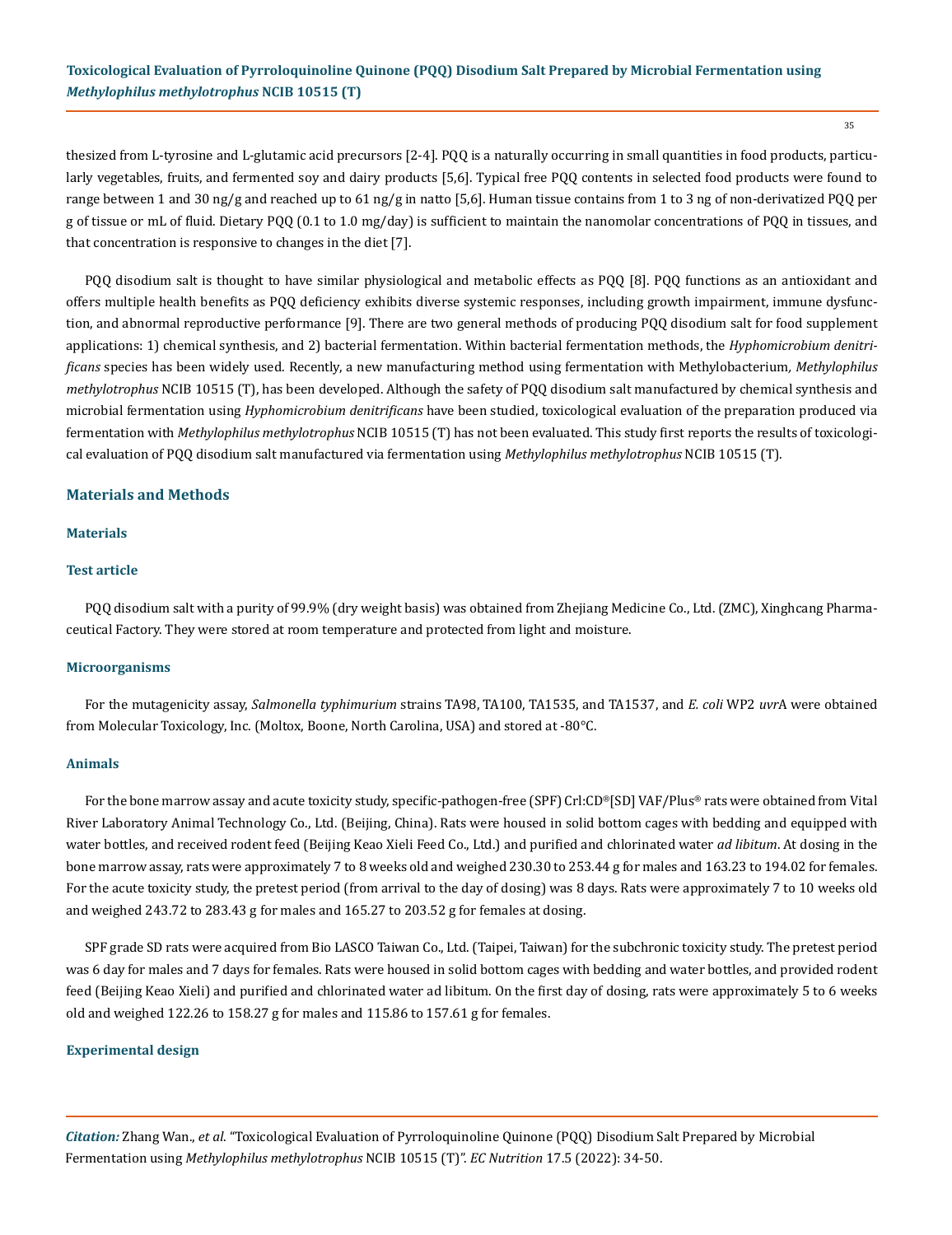thesized from L-tyrosine and L-glutamic acid precursors [2-4]. PQQ is a naturally occurring in small quantities in food products, particularly vegetables, fruits, and fermented soy and dairy products [5,6]. Typical free PQQ contents in selected food products were found to range between 1 and 30 ng/g and reached up to 61 ng/g in natto [5,6]. Human tissue contains from 1 to 3 ng of non-derivatized PQQ per g of tissue or mL of fluid. Dietary PQQ (0.1 to 1.0 mg/day) is sufficient to maintain the nanomolar concentrations of PQQ in tissues, and that concentration is responsive to changes in the diet [7].

PQQ disodium salt is thought to have similar physiological and metabolic effects as PQQ [8]. PQQ functions as an antioxidant and offers multiple health benefits as PQQ deficiency exhibits diverse systemic responses, including growth impairment, immune dysfunction, and abnormal reproductive performance [9]. There are two general methods of producing PQQ disodium salt for food supplement applications: 1) chemical synthesis, and 2) bacterial fermentation. Within bacterial fermentation methods, the *Hyphomicrobium denitrificans* species has been widely used. Recently, a new manufacturing method using fermentation with Methylobacterium, *Methylophilus methylotrophus* NCIB 10515 (T), has been developed. Although the safety of PQQ disodium salt manufactured by chemical synthesis and microbial fermentation using *Hyphomicrobium denitrificans* have been studied, toxicological evaluation of the preparation produced via fermentation with *Methylophilus methylotrophus* NCIB 10515 (T) has not been evaluated. This study first reports the results of toxicological evaluation of PQQ disodium salt manufactured via fermentation using *Methylophilus methylotrophus* NCIB 10515 (T).

## Materials and Methods

### Materials

#### Test article

PQQ disodium salt with a purity of 99.9% (dry weight basis) was obtained from Zhejiang Medicine Co., Ltd. (ZMC), Xinghcang Pharmaceutical Factory. They were stored at room temperature and protected from light and moisture.

#### Microorganisms

For the mutagenicity assay, *Salmonella typhimurium* strains TA98, TA100, TA1535, and TA1537, and *E. coli* WP2 *uvr*A were obtained from Molecular Toxicology, Inc. (Moltox, Boone, North Carolina, USA) and stored at -80°C.

#### Animals

For the bone marrow assay and acute toxicity study, specific-pathogen-free (SPF) Crl:CD®[SD] VAF/Plus® rats were obtained from Vital River Laboratory Animal Technology Co., Ltd. (Beijing, China). Rats were housed in solid bottom cages with bedding and equipped with water bottles, and received rodent feed (Beijing Keao Xieli Feed Co., Ltd.) and purified and chlorinated water *ad libitum*. At dosing in the bone marrow assay, rats were approximately 7 to 8 weeks old and weighed 230.30 to 253.44 g for males and 163.23 to 194.02 for females. For the acute toxicity study, the pretest period (from arrival to the day of dosing) was 8 days. Rats were approximately 7 to 10 weeks old and weighed 243.72 to 283.43 g for males and 165.27 to 203.52 g for females at dosing.

SPF grade SD rats were acquired from Bio LASCO Taiwan Co., Ltd. (Taipei, Taiwan) for the subchronic toxicity study. The pretest period was 6 day for males and 7 days for females. Rats were housed in solid bottom cages with bedding and water bottles, and provided rodent feed (Beijing Keao Xieli) and purified and chlorinated water ad libitum. On the first day of dosing, rats were approximately 5 to 6 weeks old and weighed 122.26 to 158.27 g for males and 115.86 to 157.61 g for females.

### Experimental design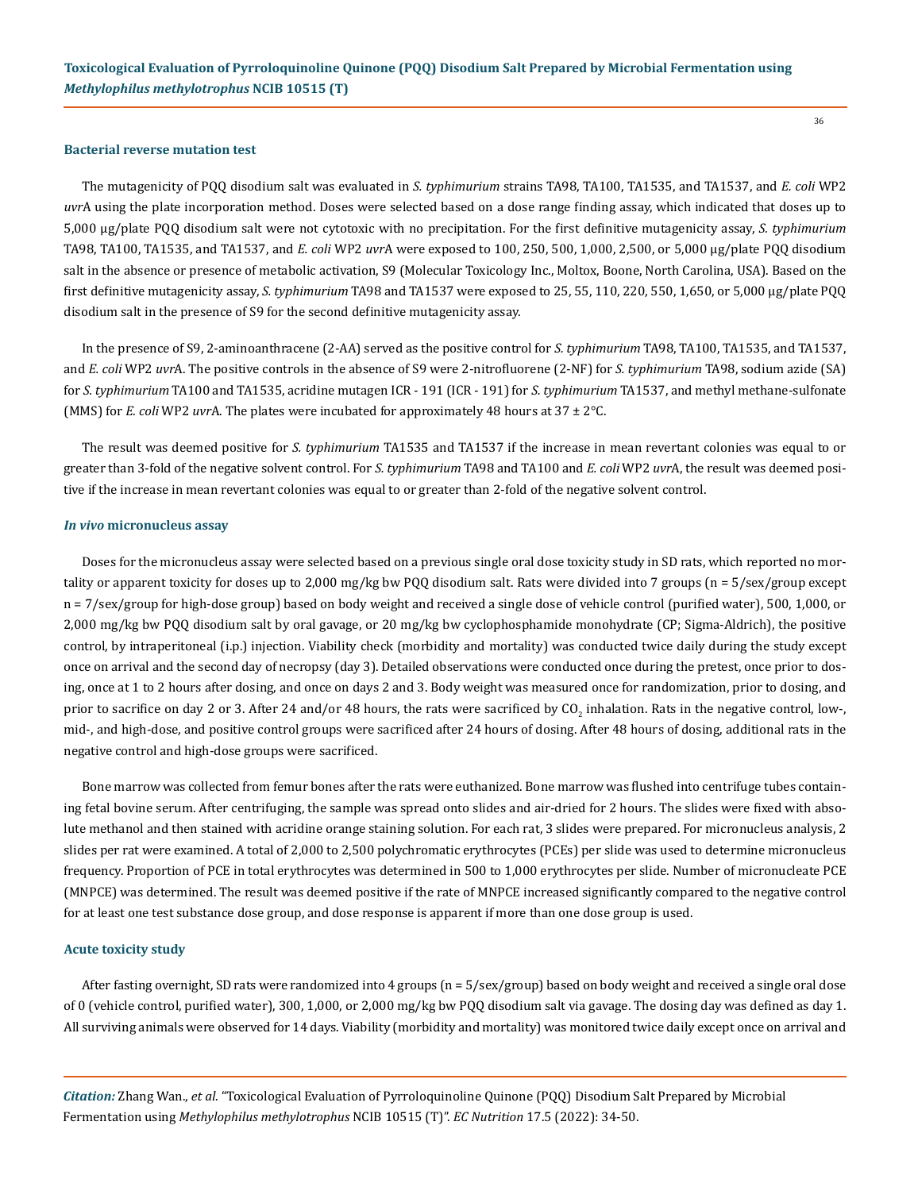### Bacterial reverse mutation test

The mutagenicity of PQQ disodium salt was evaluated in *S. typhimurium* strains TA98, TA100, TA1535, and TA1537, and *E. coli* WP2 *uvr*A using the plate incorporation method. Doses were selected based on a dose range finding assay, which indicated that doses up to 5,000 µg/plate PQQ disodium salt were not cytotoxic with no precipitation. For the first definitive mutagenicity assay, *S. typhimurium* TA98, TA100, TA1535, and TA1537, and *E. coli* WP2 *uvr*A were exposed to 100, 250, 500, 1,000, 2,500, or 5,000 µg/plate PQQ disodium salt in the absence or presence of metabolic activation, S9 (Molecular Toxicology Inc., Moltox, Boone, North Carolina, USA). Based on the first definitive mutagenicity assay, *S. typhimurium* TA98 and TA1537 were exposed to 25, 55, 110, 220, 550, 1,650, or 5,000 µg/plate PQQ disodium salt in the presence of S9 for the second definitive mutagenicity assay.

In the presence of S9, 2-aminoanthracene (2-AA) served as the positive control for *S. typhimurium* TA98, TA100, TA1535, and TA1537, and *E. coli* WP2 *uvr*A. The positive controls in the absence of S9 were 2-nitrofluorene (2-NF) for *S. typhimurium* TA98, sodium azide (SA) for *S. typhimurium* TA100 and TA1535, acridine mutagen ICR - 191 (ICR - 191) for *S. typhimurium* TA1537, and methyl methane-sulfonate (MMS) for *E. coli* WP2 *uvr*A. The plates were incubated for approximately 48 hours at 37 ± 2°C.

The result was deemed positive for *S. typhimurium* TA1535 and TA1537 if the increase in mean revertant colonies was equal to or greater than 3-fold of the negative solvent control. For *S. typhimurium* TA98 and TA100 and *E. coli* WP2 *uvr*A, the result was deemed positive if the increase in mean revertant colonies was equal to or greater than 2-fold of the negative solvent control.

### *In vivo* micronucleus assay

Doses for the micronucleus assay were selected based on a previous single oral dose toxicity study in SD rats, which reported no mortality or apparent toxicity for doses up to 2,000 mg/kg bw PQQ disodium salt. Rats were divided into 7 groups (n = 5/sex/group except n = 7/sex/group for high-dose group) based on body weight and received a single dose of vehicle control (purified water), 500, 1,000, or 2,000 mg/kg bw PQQ disodium salt by oral gavage, or 20 mg/kg bw cyclophosphamide monohydrate (CP; Sigma-Aldrich), the positive control, by intraperitoneal (i.p.) injection. Viability check (morbidity and mortality) was conducted twice daily during the study except once on arrival and the second day of necropsy (day 3). Detailed observations were conducted once during the pretest, once prior to dosing, once at 1 to 2 hours after dosing, and once on days 2 and 3. Body weight was measured once for randomization, prior to dosing, and prior to sacrifice on day 2 or 3. After 24 and/or 48 hours, the rats were sacrificed by $CO_2$ inhalation. Rats in the negative control, low-, mid-, and high-dose, and positive control groups were sacrificed after 24 hours of dosing. After 48 hours of dosing, additional rats in the negative control and high-dose groups were sacrificed.

Bone marrow was collected from femur bones after the rats were euthanized. Bone marrow was flushed into centrifuge tubes containing fetal bovine serum. After centrifuging, the sample was spread onto slides and air-dried for 2 hours. The slides were fixed with absolute methanol and then stained with acridine orange staining solution. For each rat, 3 slides were prepared. For micronucleus analysis, 2 slides per rat were examined. A total of 2,000 to 2,500 polychromatic erythrocytes (PCEs) per slide was used to determine micronucleus frequency. Proportion of PCE in total erythrocytes was determined in 500 to 1,000 erythrocytes per slide. Number of micronucleate PCE (MNPCE) was determined. The result was deemed positive if the rate of MNPCE increased significantly compared to the negative control for at least one test substance dose group, and dose response is apparent if more than one dose group is used.

### Acute toxicity study

After fasting overnight, SD rats were randomized into 4 groups (n = 5/sex/group) based on body weight and received a single oral dose of 0 (vehicle control, purified water), 300, 1,000, or 2,000 mg/kg bw PQQ disodium salt via gavage. The dosing day was defined as day 1. All surviving animals were observed for 14 days. Viability (morbidity and mortality) was monitored twice daily except once on arrival and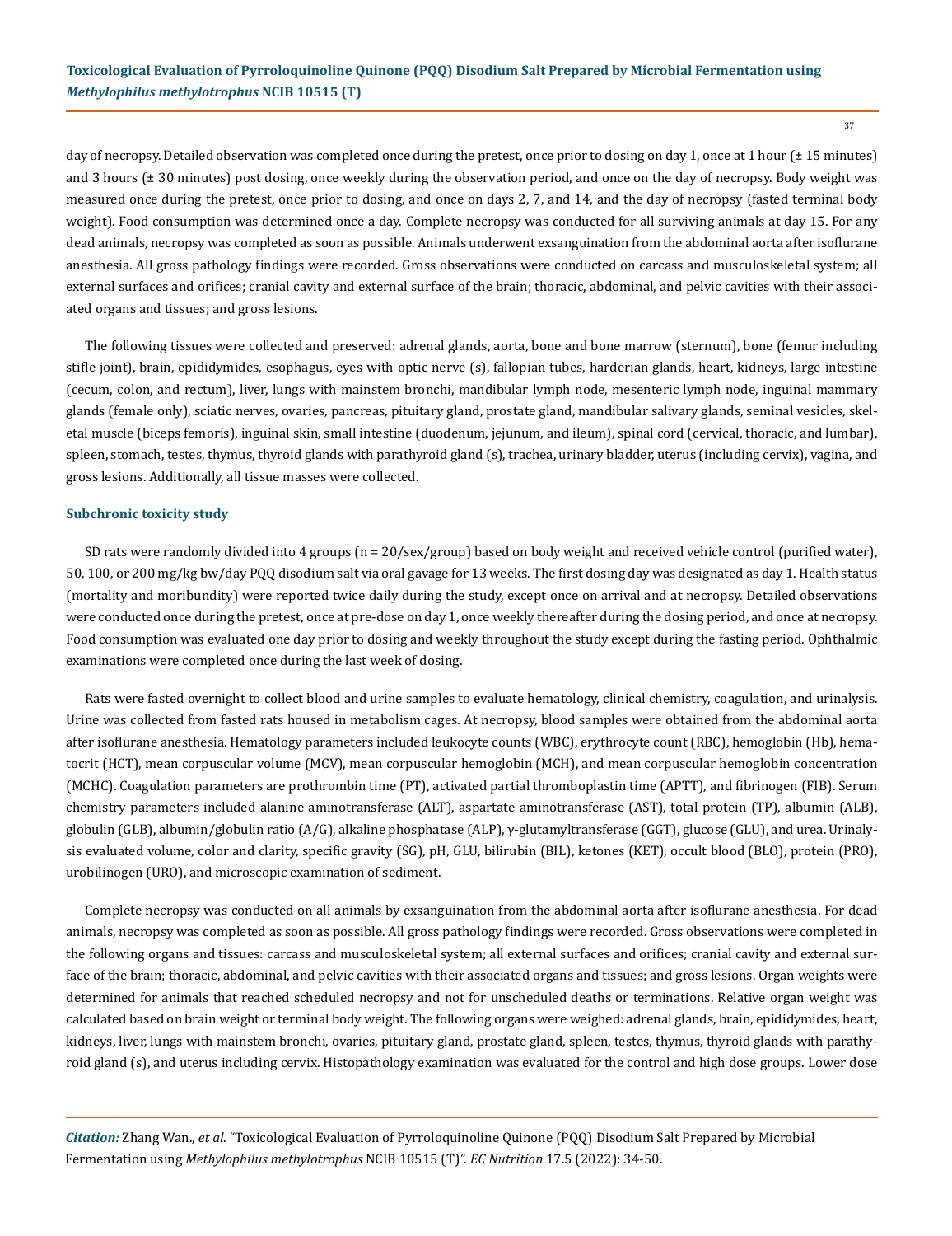day of necropsy. Detailed observation was completed once during the pretest, once prior to dosing on day 1, once at 1 hour (± 15 minutes) and 3 hours (± 30 minutes) post dosing, once weekly during the observation period, and once on the day of necropsy. Body weight was measured once during the pretest, once prior to dosing, and once on days 2, 7, and 14, and the day of necropsy (fasted terminal body weight). Food consumption was determined once a day. Complete necropsy was conducted for all surviving animals at day 15. For any dead animals, necropsy was completed as soon as possible. Animals underwent exsanguination from the abdominal aorta after isoflurane anesthesia. All gross pathology findings were recorded. Gross observations were conducted on carcass and musculoskeletal system; all external surfaces and orifices; cranial cavity and external surface of the brain; thoracic, abdominal, and pelvic cavities with their associated organs and tissues; and gross lesions.

The following tissues were collected and preserved: adrenal glands, aorta, bone and bone marrow (sternum), bone (femur including stifle joint), brain, epididymides, esophagus, eyes with optic nerve (s), fallopian tubes, harderian glands, heart, kidneys, large intestine (cecum, colon, and rectum), liver, lungs with mainstem bronchi, mandibular lymph node, mesenteric lymph node, inguinal mammary glands (female only), sciatic nerves, ovaries, pancreas, pituitary gland, prostate gland, mandibular salivary glands, seminal vesicles, skeletal muscle (biceps femoris), inguinal skin, small intestine (duodenum, jejunum, and ileum), spinal cord (cervical, thoracic, and lumbar), spleen, stomach, testes, thymus, thyroid glands with parathyroid gland (s), trachea, urinary bladder, uterus (including cervix), vagina, and gross lesions. Additionally, all tissue masses were collected.

### Subchronic toxicity study

SD rats were randomly divided into 4 groups (n = 20/sex/group) based on body weight and received vehicle control (purified water), 50, 100, or 200 mg/kg bw/day PQQ disodium salt via oral gavage for 13 weeks. The first dosing day was designated as day 1. Health status (mortality and moribundity) were reported twice daily during the study, except once on arrival and at necropsy. Detailed observations were conducted once during the pretest, once at pre-dose on day 1, once weekly thereafter during the dosing period, and once at necropsy. Food consumption was evaluated one day prior to dosing and weekly throughout the study except during the fasting period. Ophthalmic examinations were completed once during the last week of dosing.

Rats were fasted overnight to collect blood and urine samples to evaluate hematology, clinical chemistry, coagulation, and urinalysis. Urine was collected from fasted rats housed in metabolism cages. At necropsy, blood samples were obtained from the abdominal aorta after isoflurane anesthesia. Hematology parameters included leukocyte counts (WBC), erythrocyte count (RBC), hemoglobin (Hb), hematocrit (HCT), mean corpuscular volume (MCV), mean corpuscular hemoglobin (MCH), and mean corpuscular hemoglobin concentration (MCHC). Coagulation parameters are prothrombin time (PT), activated partial thromboplastin time (APTT), and fibrinogen (FIB). Serum chemistry parameters included alanine aminotransferase (ALT), aspartate aminotransferase (AST), total protein (TP), albumin (ALB), globulin (GLB), albumin/globulin ratio (A/G), alkaline phosphatase (ALP), γ-glutamyltransferase (GGT), glucose (GLU), and urea. Urinalysis evaluated volume, color and clarity, specific gravity (SG), pH, GLU, bilirubin (BIL), ketones (KET), occult blood (BLO), protein (PRO), urobilinogen (URO), and microscopic examination of sediment.

Complete necropsy was conducted on all animals by exsanguination from the abdominal aorta after isoflurane anesthesia. For dead animals, necropsy was completed as soon as possible. All gross pathology findings were recorded. Gross observations were completed in the following organs and tissues: carcass and musculoskeletal system; all external surfaces and orifices; cranial cavity and external surface of the brain; thoracic, abdominal, and pelvic cavities with their associated organs and tissues; and gross lesions. Organ weights were determined for animals that reached scheduled necropsy and not for unscheduled deaths or terminations. Relative organ weight was calculated based on brain weight or terminal body weight. The following organs were weighed: adrenal glands, brain, epididymides, heart, kidneys, liver, lungs with mainstem bronchi, ovaries, pituitary gland, prostate gland, spleen, testes, thymus, thyroid glands with parathyroid gland (s), and uterus including cervix. Histopathology examination was evaluated for the control and high dose groups. Lower dose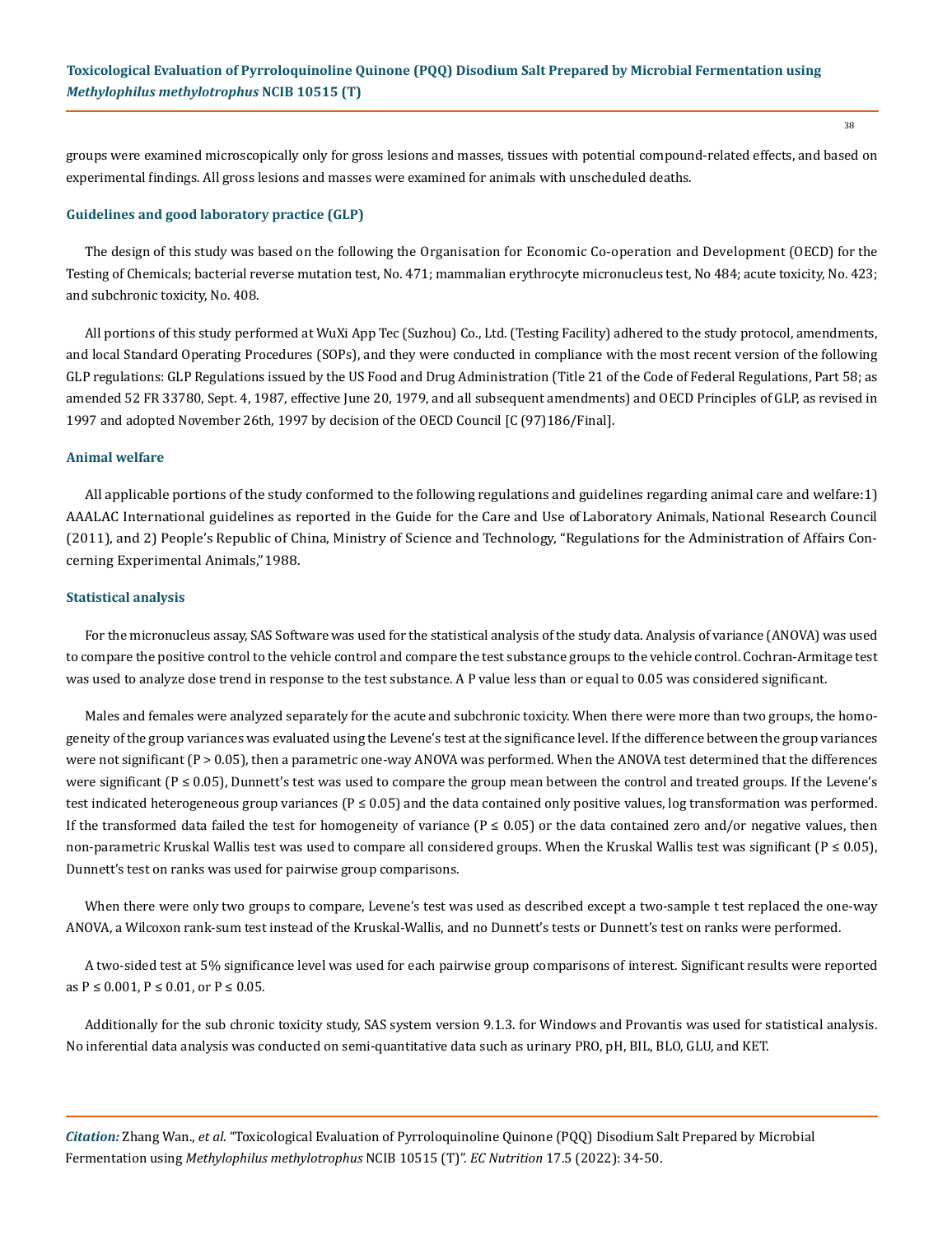groups were examined microscopically only for gross lesions and masses, tissues with potential compound-related effects, and based on experimental findings. All gross lesions and masses were examined for animals with unscheduled deaths.

### Guidelines and good laboratory practice (GLP)

The design of this study was based on the following the Organisation for Economic Co-operation and Development (OECD) for the Testing of Chemicals; bacterial reverse mutation test, No. 471; mammalian erythrocyte micronucleus test, No 484; acute toxicity, No. 423; and subchronic toxicity, No. 408.

All portions of this study performed at WuXi App Tec (Suzhou) Co., Ltd. (Testing Facility) adhered to the study protocol, amendments, and local Standard Operating Procedures (SOPs), and they were conducted in compliance with the most recent version of the following GLP regulations: GLP Regulations issued by the US Food and Drug Administration (Title 21 of the Code of Federal Regulations, Part 58; as amended 52 FR 33780, Sept. 4, 1987, effective June 20, 1979, and all subsequent amendments) and OECD Principles of GLP, as revised in 1997 and adopted November 26th, 1997 by decision of the OECD Council [C (97)186/Final].

### Animal welfare

All applicable portions of the study conformed to the following regulations and guidelines regarding animal care and welfare:1) AAALAC International guidelines as reported in the Guide for the Care and Use of Laboratory Animals, National Research Council (2011), and 2) People's Republic of China, Ministry of Science and Technology, "Regulations for the Administration of Affairs Concerning Experimental Animals," 1988.

### Statistical analysis

For the micronucleus assay, SAS Software was used for the statistical analysis of the study data. Analysis of variance (ANOVA) was used to compare the positive control to the vehicle control and compare the test substance groups to the vehicle control. Cochran-Armitage test was used to analyze dose trend in response to the test substance. A P value less than or equal to 0.05 was considered significant.

Males and females were analyzed separately for the acute and subchronic toxicity. When there were more than two groups, the homogeneity of the group variances was evaluated using the Levene's test at the significance level. If the difference between the group variances were not significant ($P > 0.05$), then a parametric one-way ANOVA was performed. When the ANOVA test determined that the differences were significant ($P \leq 0.05$), Dunnett's test was used to compare the group mean between the control and treated groups. If the Levene's test indicated heterogeneous group variances ($P \leq 0.05$) and the data contained only positive values, log transformation was performed. If the transformed data failed the test for homogeneity of variance ($P \leq 0.05$) or the data contained zero and/or negative values, then non-parametric Kruskal Wallis test was used to compare all considered groups. When the Kruskal Wallis test was significant ($P \leq 0.05$), Dunnett's test on ranks was used for pairwise group comparisons.

When there were only two groups to compare, Levene's test was used as described except a two-sample t test replaced the one-way ANOVA, a Wilcoxon rank-sum test instead of the Kruskal-Wallis, and no Dunnett's tests or Dunnett's test on ranks were performed.

A two-sided test at 5% significance level was used for each pairwise group comparisons of interest. Significant results were reported as $P \leq 0.001$, $P \leq 0.01$, or $P \leq 0.05$.

Additionally for the sub chronic toxicity study, SAS system version 9.1.3. for Windows and Provantis was used for statistical analysis. No inferential data analysis was conducted on semi-quantitative data such as urinary PRO, pH, BIL, BLO, GLU, and KET.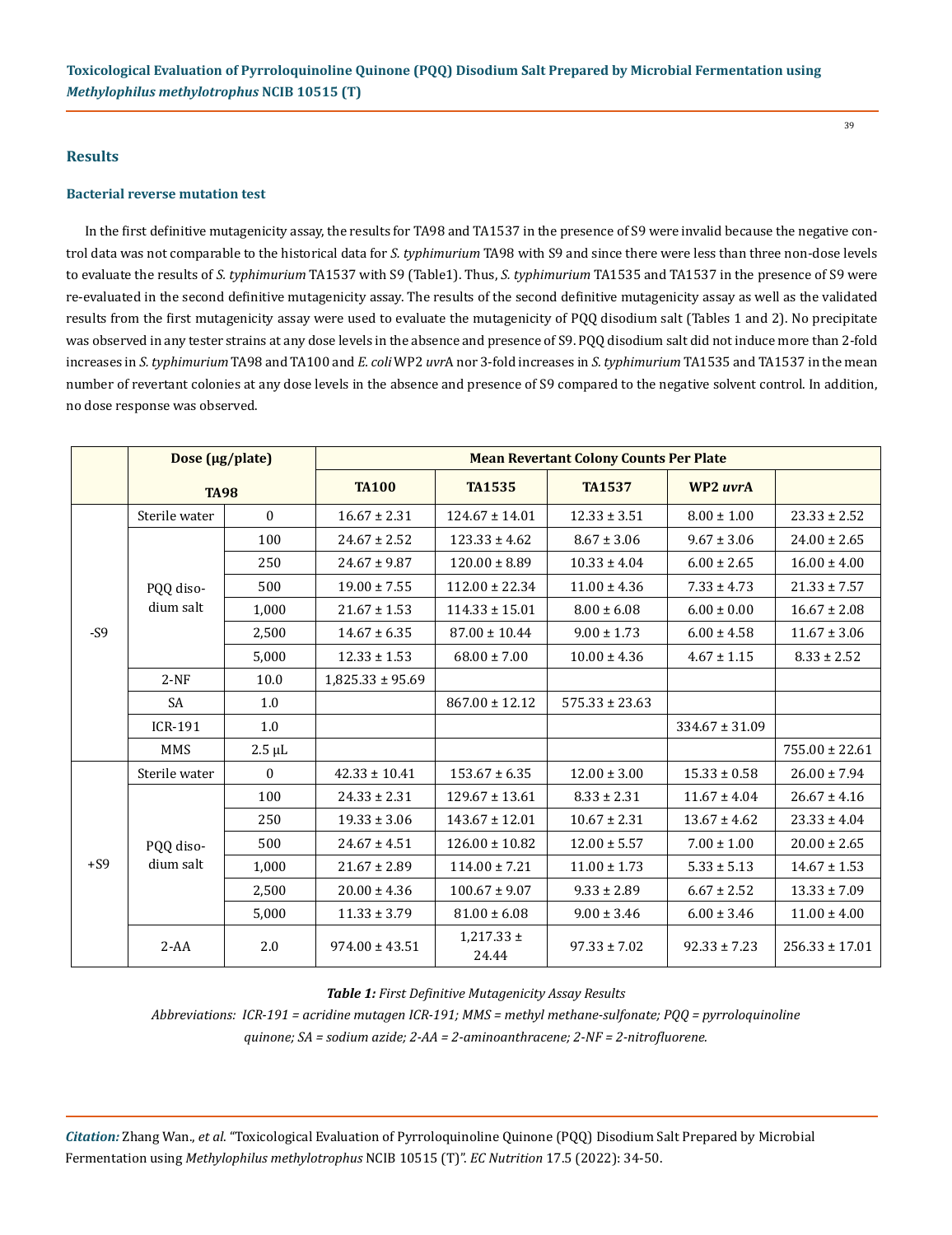## Results

### Bacterial reverse mutation test

In the first definitive mutagenicity assay, the results for TA98 and TA1537 in the presence of S9 were invalid because the negative control data was not comparable to the historical data for *S. typhimurium* TA98 with S9 and since there were less than three non-dose levels to evaluate the results of *S. typhimurium* TA1537 with S9 (Table1). Thus, *S. typhimurium* TA1535 and TA1537 in the presence of S9 were re-evaluated in the second definitive mutagenicity assay. The results of the second definitive mutagenicity assay as well as the validated results from the first mutagenicity assay were used to evaluate the mutagenicity of PQQ disodium salt (Tables 1 and 2). No precipitate was observed in any tester strains at any dose levels in the absence and presence of S9. PQQ disodium salt did not induce more than 2-fold increases in *S. typhimurium* TA98 and TA100 and *E. coli* WP2 *uvr*A nor 3-fold increases in *S. typhimurium* TA1535 and TA1537 in the mean number of revertant colonies at any dose levels in the absence and presence of S9 compared to the negative solvent control. In addition, no dose response was observed.

| | Dose (µg/plate) | | Mean Revertant Colony Counts Per Plate | | | | |
|---|---|---|---|---|---|---|---|
| | TA98 | | TA100 | TA1535 | TA1537 | WP2 *uvr*A | |
| -S9 | Sterile water | 0 | 16.67 ± 2.31 | 124.67 ± 14.01 | 12.33 ± 3.51 | 8.00 ± 1.00 | 23.33 ± 2.52 |
| | PQQ disodium salt | 100 | 24.67 ± 2.52 | 123.33 ± 4.62 | 8.67 ± 3.06 | 9.67 ± 3.06 | 24.00 ± 2.65 |
| | | 250 | 24.67 ± 9.87 | 120.00 ± 8.89 | 10.33 ± 4.04 | 6.00 ± 2.65 | 16.00 ± 4.00 |
| | | 500 | 19.00 ± 7.55 | 112.00 ± 22.34 | 11.00 ± 4.36 | 7.33 ± 4.73 | 21.33 ± 7.57 |
| | | 1,000 | 21.67 ± 1.53 | 114.33 ± 15.01 | 8.00 ± 6.08 | 6.00 ± 0.00 | 16.67 ± 2.08 |
| | | 2,500 | 14.67 ± 6.35 | 87.00 ± 10.44 | 9.00 ± 1.73 | 6.00 ± 4.58 | 11.67 ± 3.06 |
| | | 5,000 | 12.33 ± 1.53 | 68.00 ± 7.00 | 10.00 ± 4.36 | 4.67 ± 1.15 | 8.33 ± 2.52 |
| | 2-NF | 10.0 | 1,825.33 ± 95.69 | | | | |
| | SA | 1.0 | | 867.00 ± 12.12 | 575.33 ± 23.63 | | |
| | ICR-191 | 1.0 | | | | 334.67 ± 31.09 | |
| | MMS | 2.5 µL | | | | | 755.00 ± 22.61 |
| +S9 | Sterile water | 0 | 42.33 ± 10.41 | 153.67 ± 6.35 | 12.00 ± 3.00 | 15.33 ± 0.58 | 26.00 ± 7.94 |
| | PQQ disodium salt | 100 | 24.33 ± 2.31 | 129.67 ± 13.61 | 8.33 ± 2.31 | 11.67 ± 4.04 | 26.67 ± 4.16 |
| | | 250 | 19.33 ± 3.06 | 143.67 ± 12.01 | 10.67 ± 2.31 | 13.67 ± 4.62 | 23.33 ± 4.04 |
| | | 500 | 24.67 ± 4.51 | 126.00 ± 10.82 | 12.00 ± 5.57 | 7.00 ± 1.00 | 20.00 ± 2.65 |
| | | 1,000 | 21.67 ± 2.89 | 114.00 ± 7.21 | 11.00 ± 1.73 | 5.33 ± 5.13 | 14.67 ± 1.53 |
| | | 2,500 | 20.00 ± 4.36 | 100.67 ± 9.07 | 9.33 ± 2.89 | 6.67 ± 2.52 | 13.33 ± 7.09 |
| | | 5,000 | 11.33 ± 3.79 | 81.00 ± 6.08 | 9.00 ± 3.46 | 6.00 ± 3.46 | 11.00 ± 4.00 |
| | 2-AA | 2.0 | 974.00 ± 43.51 | 1,217.33 ± 24.44 | 97.33 ± 7.02 | 92.33 ± 7.23 | 256.33 ± 17.01 |

***Table 1:*** *First Definitive Mutagenicity Assay Results*

*Abbreviations: ICR-191 = acridine mutagen ICR-191; MMS = methyl methane-sulfonate; PQQ = pyrroloquinoline quinone; SA = sodium azide; 2-AA = 2-aminoanthracene; 2-NF = 2-nitrofluorene.*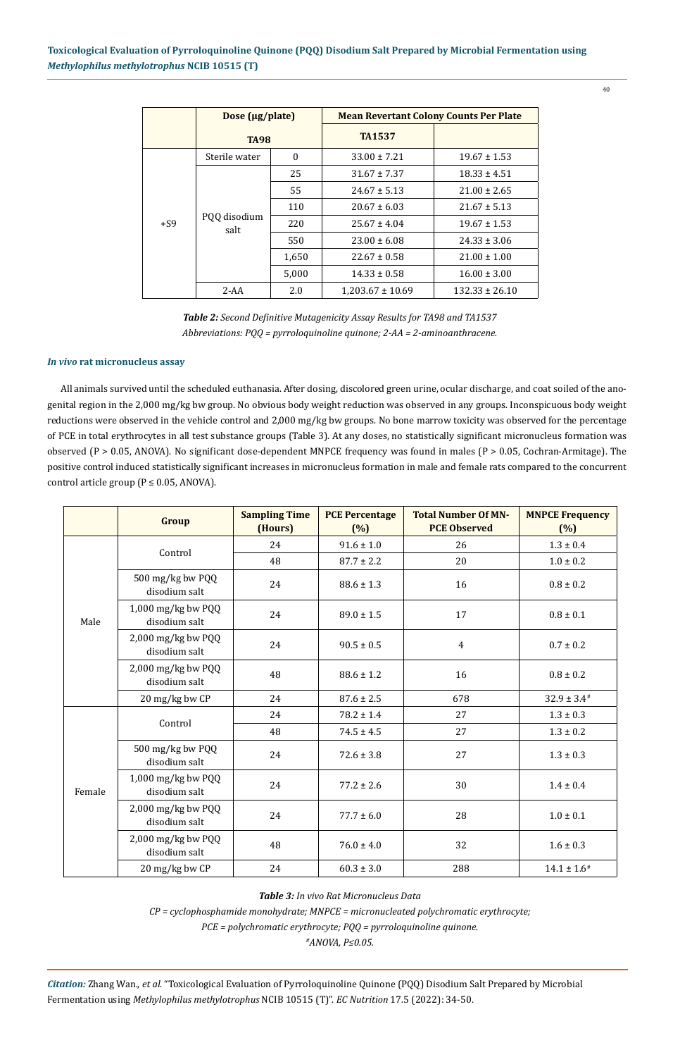|  | Dose (μg/plate) |  | Mean Revertant Colony Counts Per Plate |  |
|---|---|---|---|---|
|  | TA98 |  | TA1537 |  |
| +S9 | Sterile water | 0 | 33.00 ± 7.21 | 19.67 ± 1.53 |
|  | PQQ disodium salt | 25 | 31.67 ± 7.37 | 18.33 ± 4.51 |
|  |  | 55 | 24.67 ± 5.13 | 21.00 ± 2.65 |
|  |  | 110 | 20.67 ± 6.03 | 21.67 ± 5.13 |
|  |  | 220 | 25.67 ± 4.04 | 19.67 ± 1.53 |
|  |  | 550 | 23.00 ± 6.08 | 24.33 ± 3.06 |
|  |  | 1,650 | 22.67 ± 0.58 | 21.00 ± 1.00 |
|  |  | 5,000 | 14.33 ± 0.58 | 16.00 ± 3.00 |
|  | 2-AA | 2.0 | 1,203.67 ± 10.69 | 132.33 ± 26.10 |

***Table 2:*** *Second Definitive Mutagenicity Assay Results for TA98 and TA1537*
*Abbreviations: PQQ = pyrroloquinoline quinone; 2-AA = 2-aminoanthracene.*

### *In vivo* rat micronucleus assay

All animals survived until the scheduled euthanasia. After dosing, discolored green urine, ocular discharge, and coat soiled of the anogenital region in the 2,000 mg/kg bw group. No obvious body weight reduction was observed in any groups. Inconspicuous body weight reductions were observed in the vehicle control and 2,000 mg/kg bw groups. No bone marrow toxicity was observed for the percentage of PCE in total erythrocytes in all test substance groups (Table 3). At any doses, no statistically significant micronucleus formation was observed (P > 0.05, ANOVA). No significant dose-dependent MNPCE frequency was found in males (P > 0.05, Cochran-Armitage). The positive control induced statistically significant increases in micronucleus formation in male and female rats compared to the concurrent control article group (P ≤ 0.05, ANOVA).

|  | Group | Sampling Time (Hours) | PCE Percentage (%) | Total Number Of MN-PCE Observed | MNPCE Frequency (%) |
|---|---|---|---|---|---|
| Male | Control | 24 | 91.6 ± 1.0 | 26 | 1.3 ± 0.4 |
|  |  | 48 | 87.7 ± 2.2 | 20 | 1.0 ± 0.2 |
|  | 500 mg/kg bw PQQ disodium salt | 24 | 88.6 ± 1.3 | 16 | 0.8 ± 0.2 |
|  | 1,000 mg/kg bw PQQ disodium salt | 24 | 89.0 ± 1.5 | 17 | 0.8 ± 0.1 |
|  | 2,000 mg/kg bw PQQ disodium salt | 24 | 90.5 ± 0.5 | 4 | 0.7 ± 0.2 |
|  | 2,000 mg/kg bw PQQ disodium salt | 48 | 88.6 ± 1.2 | 16 | 0.8 ± 0.2 |
|  | 20 mg/kg bw CP | 24 | 87.6 ± 2.5 | 678 | 32.9 ± 3.4# |
| Female | Control | 24 | 78.2 ± 1.4 | 27 | 1.3 ± 0.3 |
|  |  | 48 | 74.5 ± 4.5 | 27 | 1.3 ± 0.2 |
|  | 500 mg/kg bw PQQ disodium salt | 24 | 72.6 ± 3.8 | 27 | 1.3 ± 0.3 |
|  | 1,000 mg/kg bw PQQ disodium salt | 24 | 77.2 ± 2.6 | 30 | 1.4 ± 0.4 |
|  | 2,000 mg/kg bw PQQ disodium salt | 24 | 77.7 ± 6.0 | 28 | 1.0 ± 0.1 |
|  | 2,000 mg/kg bw PQQ disodium salt | 48 | 76.0 ± 4.0 | 32 | 1.6 ± 0.3 |
|  | 20 mg/kg bw CP | 24 | 60.3 ± 3.0 | 288 | 14.1 ± 1.6# |

***Table 3:*** *In vivo Rat Micronucleus Data*
*CP = cyclophosphamide monohydrate; MNPCE = micronucleated polychromatic erythrocyte;*
*PCE = polychromatic erythrocyte; PQQ = pyrroloquinoline quinone.*
*#ANOVA, P≤0.05.*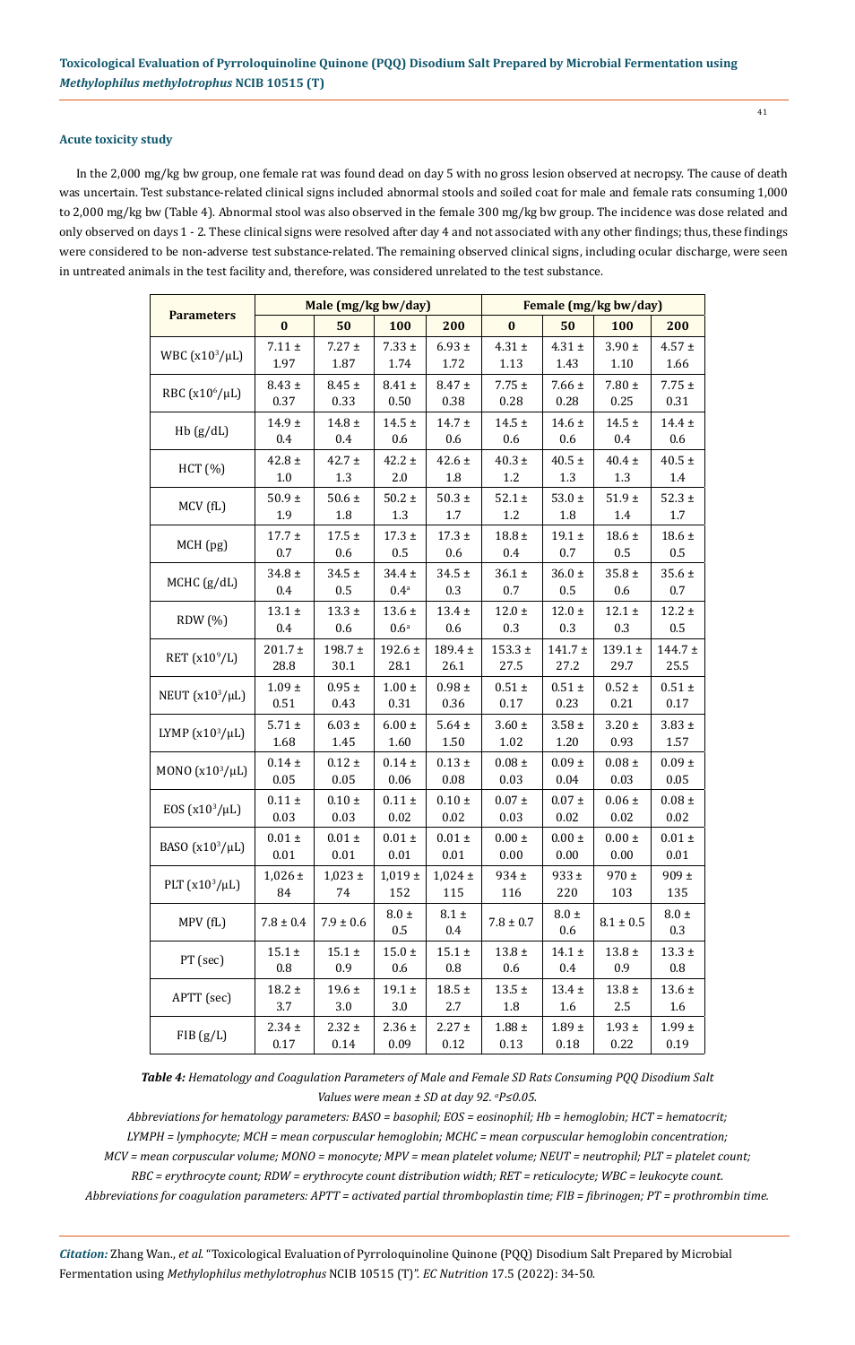#### Acute toxicity study

In the 2,000 mg/kg bw group, one female rat was found dead on day 5 with no gross lesion observed at necropsy. The cause of death was uncertain. Test substance-related clinical signs included abnormal stools and soiled coat for male and female rats consuming 1,000 to 2,000 mg/kg bw (Table 4). Abnormal stool was also observed in the female 300 mg/kg bw group. The incidence was dose related and only observed on days 1 - 2. These clinical signs were resolved after day 4 and not associated with any other findings; thus, these findings were considered to be non-adverse test substance-related. The remaining observed clinical signs, including ocular discharge, were seen in untreated animals in the test facility and, therefore, was considered unrelated to the test substance.

| Parameters | Male (mg/kg bw/day) | | | | Female (mg/kg bw/day) | | | |
|---|---|---|---|---|---|---|---|---|
| | **0** | **50** | **100** | **200** | **0** | **50** | **100** | **200** |
| WBC ($x10^3/\mu L$) | 7.11 ± 1.97 | 7.27 ± 1.87 | 7.33 ± 1.74 | 6.93 ± 1.72 | 4.31 ± 1.13 | 4.31 ± 1.43 | 3.90 ± 1.10 | 4.57 ± 1.66 |
| RBC ($x10^6/\mu L$) | 8.43 ± 0.37 | 8.45 ± 0.33 | 8.41 ± 0.50 | 8.47 ± 0.38 | 7.75 ± 0.28 | 7.66 ± 0.28 | 7.80 ± 0.25 | 7.75 ± 0.31 |
| Hb (g/dL) | 14.9 ± 0.4 | 14.8 ± 0.4 | 14.5 ± 0.6 | 14.7 ± 0.6 | 14.5 ± 0.6 | 14.6 ± 0.6 | 14.5 ± 0.4 | 14.4 ± 0.6 |
| HCT (%) | 42.8 ± 1.0 | 42.7 ± 1.3 | 42.2 ± 2.0 | 42.6 ± 1.8 | 40.3 ± 1.2 | 40.5 ± 1.3 | 40.4 ± 1.3 | 40.5 ± 1.4 |
| MCV (fL) | 50.9 ± 1.9 | 50.6 ± 1.8 | 50.2 ± 1.3 | 50.3 ± 1.7 | 52.1 ± 1.2 | 53.0 ± 1.8 | 51.9 ± 1.4 | 52.3 ± 1.7 |
| MCH (pg) | 17.7 ± 0.7 | 17.5 ± 0.6 | 17.3 ± 0.5 | 17.3 ± 0.6 | 18.8 ± 0.4 | 19.1 ± 0.7 | 18.6 ± 0.5 | 18.6 ± 0.5 |
| MCHC (g/dL) | 34.8 ± 0.4 | 34.5 ± 0.5 | 34.4 ± 0.4[a] | 34.5 ± 0.3 | 36.1 ± 0.7 | 36.0 ± 0.5 | 35.8 ± 0.6 | 35.6 ± 0.7 |
| RDW (%) | 13.1 ± 0.4 | 13.3 ± 0.6 | 13.6 ± 0.6[a] | 13.4 ± 0.6 | 12.0 ± 0.3 | 12.0 ± 0.3 | 12.1 ± 0.3 | 12.2 ± 0.5 |
| RET ($x10^9/L$) | 201.7 ± 28.8 | 198.7 ± 30.1 | 192.6 ± 28.1 | 189.4 ± 26.1 | 153.3 ± 27.5 | 141.7 ± 27.2 | 139.1 ± 29.7 | 144.7 ± 25.5 |
| NEUT ($x10^3/\mu L$) | 1.09 ± 0.51 | 0.95 ± 0.43 | 1.00 ± 0.31 | 0.98 ± 0.36 | 0.51 ± 0.17 | 0.51 ± 0.23 | 0.52 ± 0.21 | 0.51 ± 0.17 |
| LYMP ($x10^3/\mu L$) | 5.71 ± 1.68 | 6.03 ± 1.45 | 6.00 ± 1.60 | 5.64 ± 1.50 | 3.60 ± 1.02 | 3.58 ± 1.20 | 3.20 ± 0.93 | 3.83 ± 1.57 |
| MONO ($x10^3/\mu L$) | 0.14 ± 0.05 | 0.12 ± 0.05 | 0.14 ± 0.06 | 0.13 ± 0.08 | 0.08 ± 0.03 | 0.09 ± 0.04 | 0.08 ± 0.03 | 0.09 ± 0.05 |
| EOS ($x10^3/\mu L$) | 0.11 ± 0.03 | 0.10 ± 0.03 | 0.11 ± 0.02 | 0.10 ± 0.02 | 0.07 ± 0.03 | 0.07 ± 0.02 | 0.06 ± 0.02 | 0.08 ± 0.02 |
| BASO ($x10^3/\mu L$) | 0.01 ± 0.01 | 0.01 ± 0.01 | 0.01 ± 0.01 | 0.01 ± 0.01 | 0.00 ± 0.00 | 0.00 ± 0.00 | 0.00 ± 0.00 | 0.01 ± 0.01 |
| PLT ($x10^3/\mu L$) | 1,026 ± 84 | 1,023 ± 74 | 1,019 ± 152 | 1,024 ± 115 | 934 ± 116 | 933 ± 220 | 970 ± 103 | 909 ± 135 |
| MPV (fL) | 7.8 ± 0.4 | 7.9 ± 0.6 | 8.0 ± 0.5 | 8.1 ± 0.4 | 7.8 ± 0.7 | 8.0 ± 0.6 | 8.1 ± 0.5 | 8.0 ± 0.3 |
| PT (sec) | 15.1 ± 0.8 | 15.1 ± 0.9 | 15.0 ± 0.6 | 15.1 ± 0.8 | 13.8 ± 0.6 | 14.1 ± 0.4 | 13.8 ± 0.9 | 13.3 ± 0.8 |
| APTT (sec) | 18.2 ± 3.7 | 19.6 ± 3.0 | 19.1 ± 3.0 | 18.5 ± 2.7 | 13.5 ± 1.8 | 13.4 ± 1.6 | 13.8 ± 2.5 | 13.6 ± 1.6 |
| FIB (g/L) | 2.34 ± 0.17 | 2.32 ± 0.14 | 2.36 ± 0.09 | 2.27 ± 0.12 | 1.88 ± 0.13 | 1.89 ± 0.18 | 1.93 ± 0.22 | 1.99 ± 0.19 |

***Table 4:*** *Hematology and Coagulation Parameters of Male and Female SD Rats Consuming PQQ Disodium Salt*
*Values were mean ± SD at day 92. [a]P≤0.05.*
*Abbreviations for hematology parameters: BASO = basophil; EOS = eosinophil; Hb = hemoglobin; HCT = hematocrit; LYMPH = lymphocyte; MCH = mean corpuscular hemoglobin; MCHC = mean corpuscular hemoglobin concentration; MCV = mean corpuscular volume; MONO = monocyte; MPV = mean platelet volume; NEUT = neutrophil; PLT = platelet count; RBC = erythrocyte count; RDW = erythrocyte count distribution width; RET = reticulocyte; WBC = leukocyte count.*
*Abbreviations for coagulation parameters: APTT = activated partial thromboplastin time; FIB = fibrinogen; PT = prothrombin time.*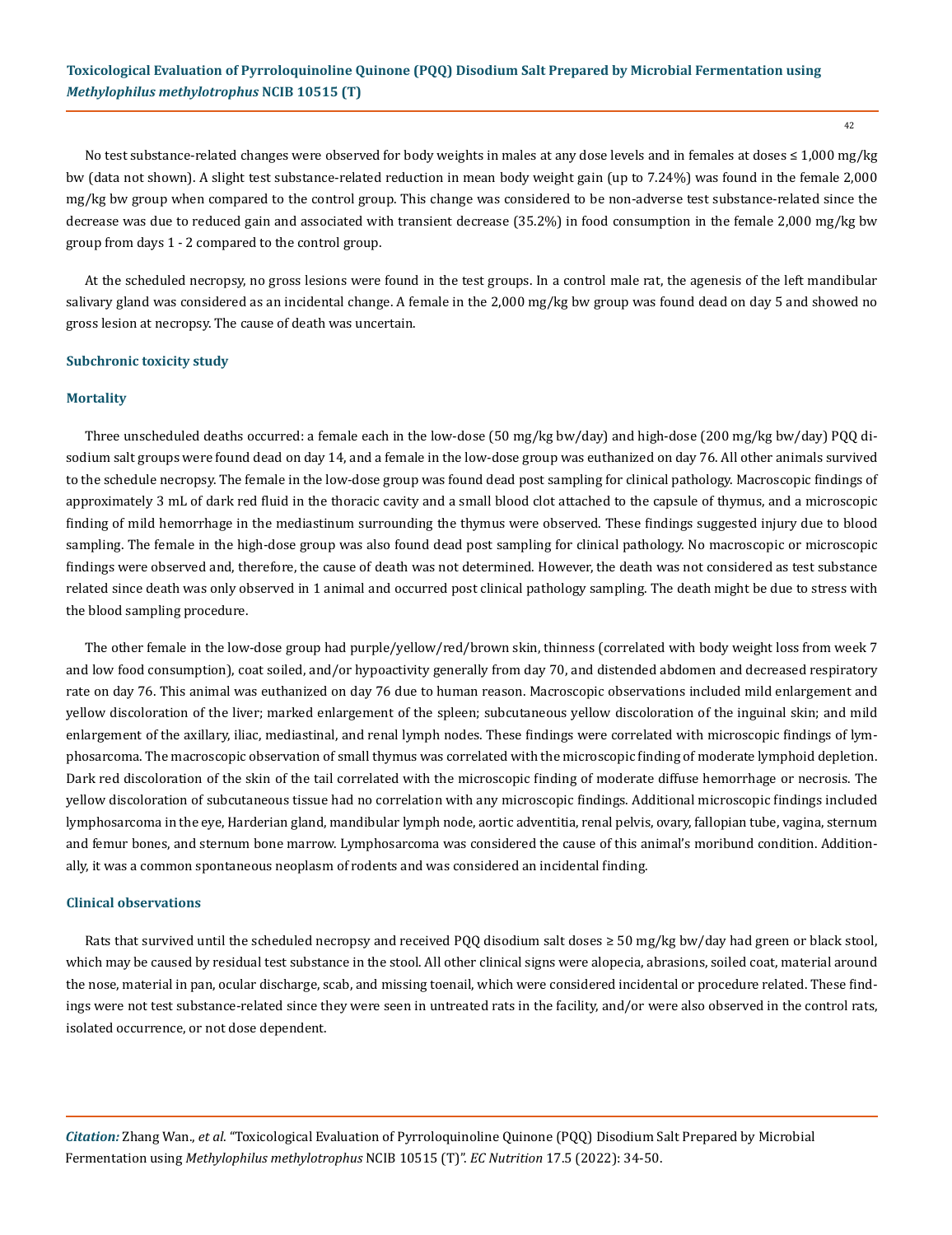No test substance-related changes were observed for body weights in males at any dose levels and in females at doses ≤ 1,000 mg/kg bw (data not shown). A slight test substance-related reduction in mean body weight gain (up to 7.24%) was found in the female 2,000 mg/kg bw group when compared to the control group. This change was considered to be non-adverse test substance-related since the decrease was due to reduced gain and associated with transient decrease (35.2%) in food consumption in the female 2,000 mg/kg bw group from days 1 - 2 compared to the control group.

At the scheduled necropsy, no gross lesions were found in the test groups. In a control male rat, the agenesis of the left mandibular salivary gland was considered as an incidental change. A female in the 2,000 mg/kg bw group was found dead on day 5 and showed no gross lesion at necropsy. The cause of death was uncertain.

### Subchronic toxicity study

#### Mortality

Three unscheduled deaths occurred: a female each in the low-dose (50 mg/kg bw/day) and high-dose (200 mg/kg bw/day) PQQ disodium salt groups were found dead on day 14, and a female in the low-dose group was euthanized on day 76. All other animals survived to the schedule necropsy. The female in the low-dose group was found dead post sampling for clinical pathology. Macroscopic findings of approximately 3 mL of dark red fluid in the thoracic cavity and a small blood clot attached to the capsule of thymus, and a microscopic finding of mild hemorrhage in the mediastinum surrounding the thymus were observed. These findings suggested injury due to blood sampling. The female in the high-dose group was also found dead post sampling for clinical pathology. No macroscopic or microscopic findings were observed and, therefore, the cause of death was not determined. However, the death was not considered as test substance related since death was only observed in 1 animal and occurred post clinical pathology sampling. The death might be due to stress with the blood sampling procedure.

The other female in the low-dose group had purple/yellow/red/brown skin, thinness (correlated with body weight loss from week 7 and low food consumption), coat soiled, and/or hypoactivity generally from day 70, and distended abdomen and decreased respiratory rate on day 76. This animal was euthanized on day 76 due to human reason. Macroscopic observations included mild enlargement and yellow discoloration of the liver; marked enlargement of the spleen; subcutaneous yellow discoloration of the inguinal skin; and mild enlargement of the axillary, iliac, mediastinal, and renal lymph nodes. These findings were correlated with microscopic findings of lymphosarcoma. The macroscopic observation of small thymus was correlated with the microscopic finding of moderate lymphoid depletion. Dark red discoloration of the skin of the tail correlated with the microscopic finding of moderate diffuse hemorrhage or necrosis. The yellow discoloration of subcutaneous tissue had no correlation with any microscopic findings. Additional microscopic findings included lymphosarcoma in the eye, Harderian gland, mandibular lymph node, aortic adventitia, renal pelvis, ovary, fallopian tube, vagina, sternum and femur bones, and sternum bone marrow. Lymphosarcoma was considered the cause of this animal's moribund condition. Additionally, it was a common spontaneous neoplasm of rodents and was considered an incidental finding.

#### Clinical observations

Rats that survived until the scheduled necropsy and received PQQ disodium salt doses ≥ 50 mg/kg bw/day had green or black stool, which may be caused by residual test substance in the stool. All other clinical signs were alopecia, abrasions, soiled coat, material around the nose, material in pan, ocular discharge, scab, and missing toenail, which were considered incidental or procedure related. These findings were not test substance-related since they were seen in untreated rats in the facility, and/or were also observed in the control rats, isolated occurrence, or not dose dependent.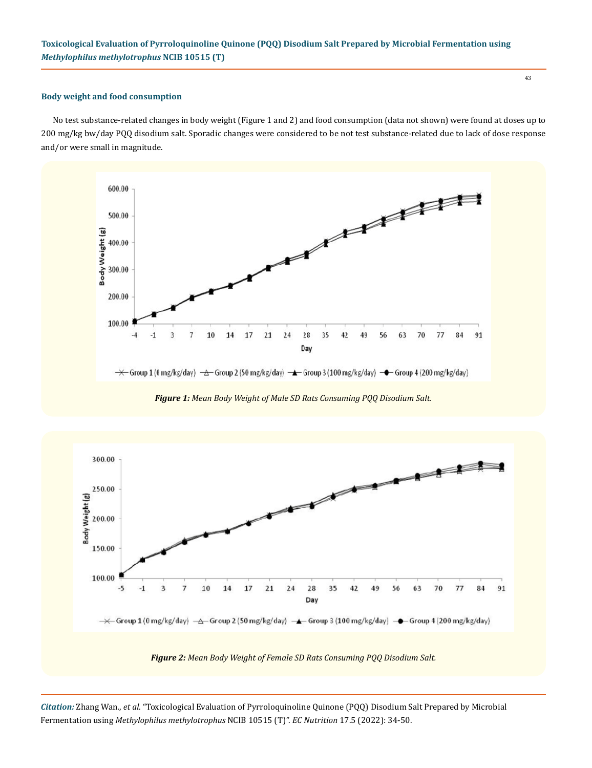### Body weight and food consumption

No test substance-related changes in body weight (Figure 1 and 2) and food consumption (data not shown) were found at doses up to 200 mg/kg bw/day PQQ disodium salt. Sporadic changes were considered to be not test substance-related due to lack of dose response and/or were small in magnitude.

***Figure 1:*** *Mean Body Weight of Male SD Rats Consuming PQQ Disodium Salt.*

***Figure 2:*** *Mean Body Weight of Female SD Rats Consuming PQQ Disodium Salt.*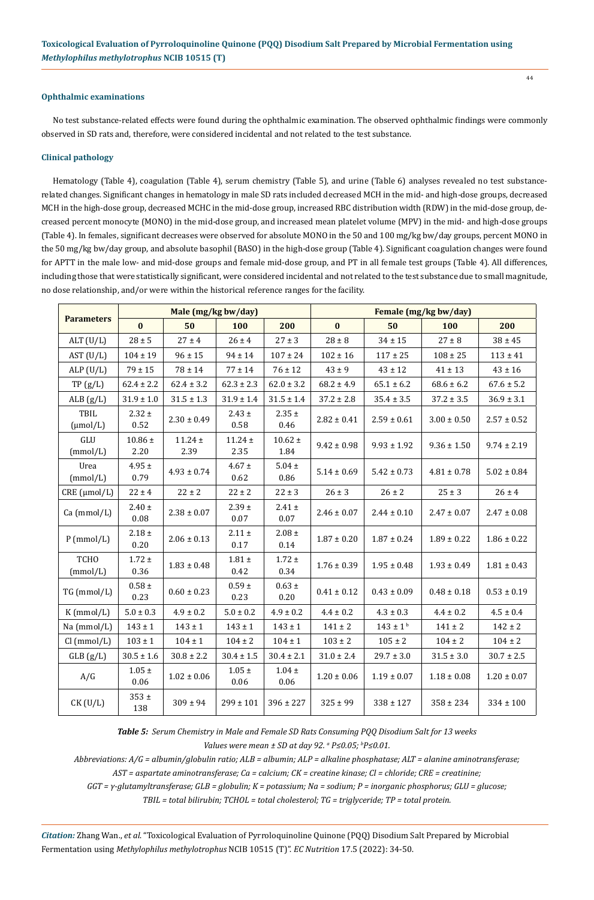### Ophthalmic examinations

No test substance-related effects were found during the ophthalmic examination. The observed ophthalmic findings were commonly observed in SD rats and, therefore, were considered incidental and not related to the test substance.

### Clinical pathology

Hematology (Table 4), coagulation (Table 4), serum chemistry (Table 5), and urine (Table 6) analyses revealed no test substance-related changes. Significant changes in hematology in male SD rats included decreased MCH in the mid- and high-dose groups, decreased MCH in the high-dose group, decreased MCHC in the mid-dose group, increased RBC distribution width (RDW) in the mid-dose group, decreased percent monocyte (MONO) in the mid-dose group, and increased mean platelet volume (MPV) in the mid- and high-dose groups (Table 4). In females, significant decreases were observed for absolute MONO in the 50 and 100 mg/kg bw/day groups, percent MONO in the 50 mg/kg bw/day group, and absolute basophil (BASO) in the high-dose group (Table 4). Significant coagulation changes were found for APTT in the male low- and mid-dose groups and female mid-dose group, and PT in all female test groups (Table 4). All differences, including those that were statistically significant, were considered incidental and not related to the test substance due to small magnitude, no dose relationship, and/or were within the historical reference ranges for the facility.

| Parameters | Male (mg/kg bw/day) | | | | Female (mg/kg bw/day) | | | |
|---|---|---|---|---|---|---|---|---|
| | **0** | **50** | **100** | **200** | **0** | **50** | **100** | **200** |
| ALT (U/L) | 28 ± 5 | 27 ± 4 | 26 ± 4 | 27 ± 3 | 28 ± 8 | 34 ± 15 | 27 ± 8 | 38 ± 45 |
| AST (U/L) | 104 ± 19 | 96 ± 15 | 94 ± 14 | 107 ± 24 | 102 ± 16 | 117 ± 25 | 108 ± 25 | 113 ± 41 |
| ALP (U/L) | 79 ± 15 | 78 ± 14 | 77 ± 14 | 76 ± 12 | 43 ± 9 | 43 ± 12 | 41 ± 13 | 43 ± 16 |
| TP (g/L) | 62.4 ± 2.2 | 62.4 ± 3.2 | 62.3 ± 2.3 | 62.0 ± 3.2 | 68.2 ± 4.9 | 65.1 ± 6.2 | 68.6 ± 6.2 | 67.6 ± 5.2 |
| ALB (g/L) | 31.9 ± 1.0 | 31.5 ± 1.3 | 31.9 ± 1.4 | 31.5 ± 1.4 | 37.2 ± 2.8 | 35.4 ± 3.5 | 37.2 ± 3.5 | 36.9 ± 3.1 |
| TBIL (μmol/L) | 2.32 ± 0.52 | 2.30 ± 0.49 | 2.43 ± 0.58 | 2.35 ± 0.46 | 2.82 ± 0.41 | 2.59 ± 0.61 | 3.00 ± 0.50 | 2.57 ± 0.52 |
| GLU (mmol/L) | 10.86 ± 2.20 | 11.24 ± 2.39 | 11.24 ± 2.35 | 10.62 ± 1.84 | 9.42 ± 0.98 | 9.93 ± 1.92 | 9.36 ± 1.50 | 9.74 ± 2.19 |
| Urea (mmol/L) | 4.95 ± 0.79 | 4.93 ± 0.74 | 4.67 ± 0.62 | 5.04 ± 0.86 | 5.14 ± 0.69 | 5.42 ± 0.73 | 4.81 ± 0.78 | 5.02 ± 0.84 |
| CRE (μmol/L) | 22 ± 4 | 22 ± 2 | 22 ± 2 | 22 ± 3 | 26 ± 3 | 26 ± 2 | 25 ± 3 | 26 ± 4 |
| Ca (mmol/L) | 2.40 ± 0.08 | 2.38 ± 0.07 | 2.39 ± 0.07 | 2.41 ± 0.07 | 2.46 ± 0.07 | 2.44 ± 0.10 | 2.47 ± 0.07 | 2.47 ± 0.08 |
| P (mmol/L) | 2.18 ± 0.20 | 2.06 ± 0.13 | 2.11 ± 0.17 | 2.08 ± 0.14 | 1.87 ± 0.20 | 1.87 ± 0.24 | 1.89 ± 0.22 | 1.86 ± 0.22 |
| TCHO (mmol/L) | 1.72 ± 0.36 | 1.83 ± 0.48 | 1.81 ± 0.42 | 1.72 ± 0.34 | 1.76 ± 0.39 | 1.95 ± 0.48 | 1.93 ± 0.49 | 1.81 ± 0.43 |
| TG (mmol/L) | 0.58 ± 0.23 | 0.60 ± 0.23 | 0.59 ± 0.23 | 0.63 ± 0.20 | 0.41 ± 0.12 | 0.43 ± 0.09 | 0.48 ± 0.18 | 0.53 ± 0.19 |
| K (mmol/L) | 5.0 ± 0.3 | 4.9 ± 0.2 | 5.0 ± 0.2 | 4.9 ± 0.2 | 4.4 ± 0.2 | 4.3 ± 0.3 | 4.4 ± 0.2 | 4.5 ± 0.4 |
| Na (mmol/L) | 143 ± 1 | 143 ± 1 | 143 ± 1 | 143 ± 1 | 141 ± 2 | 143 ± 1 [b] | 141 ± 2 | 142 ± 2 |
| Cl (mmol/L) | 103 ± 1 | 104 ± 1 | 104 ± 2 | 104 ± 1 | 103 ± 2 | 105 ± 2 | 104 ± 2 | 104 ± 2 |
| GLB (g/L) | 30.5 ± 1.6 | 30.8 ± 2.2 | 30.4 ± 1.5 | 30.4 ± 2.1 | 31.0 ± 2.4 | 29.7 ± 3.0 | 31.5 ± 3.0 | 30.7 ± 2.5 |
| A/G | 1.05 ± 0.06 | 1.02 ± 0.06 | 1.05 ± 0.06 | 1.04 ± 0.06 | 1.20 ± 0.06 | 1.19 ± 0.07 | 1.18 ± 0.08 | 1.20 ± 0.07 |
| CK (U/L) | 353 ± 138 | 309 ± 94 | 299 ± 101 | 396 ± 227 | 325 ± 99 | 338 ± 127 | 358 ± 234 | 334 ± 100 |

***Table 5:*** *Serum Chemistry in Male and Female SD Rats Consuming PQQ Disodium Salt for 13 weeks*

*Values were mean ± SD at day 92. [a] P≤0.05; [b]P≤0.01.*

*Abbreviations: A/G = albumin/globulin ratio; ALB = albumin; ALP = alkaline phosphatase; ALT = alanine aminotransferase; AST = aspartate aminotransferase; Ca = calcium; CK = creatine kinase; Cl = chloride; CRE = creatinine; GGT = γ-glutamyltransferase; GLB = globulin; K = potassium; Na = sodium; P = inorganic phosphorus; GLU = glucose; TBIL = total bilirubin; TCHOL = total cholesterol; TG = triglyceride; TP = total protein.*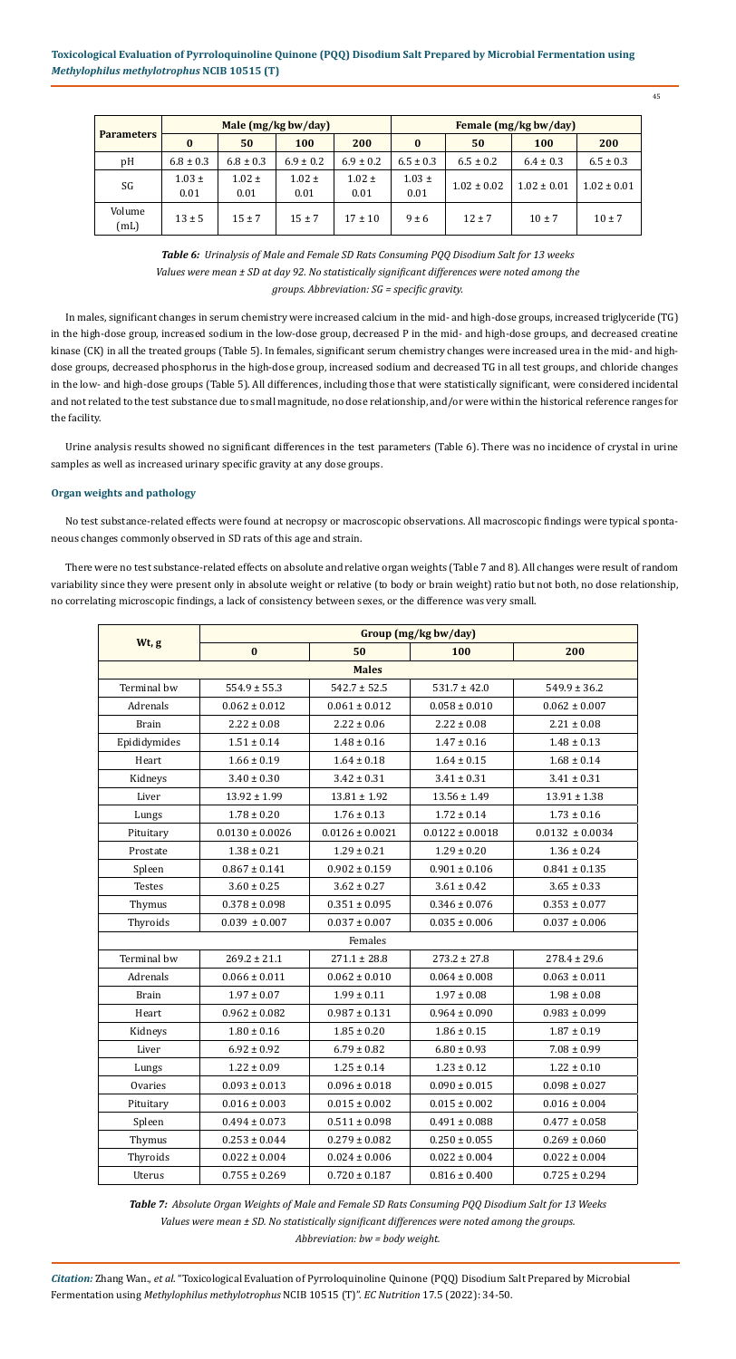| Parameters | Male (mg/kg bw/day) | | | | Female (mg/kg bw/day) | | | |
|---|---|---|---|---|---|---|---|---|
| | 0 | 50 | 100 | 200 | 0 | 50 | 100 | 200 |
| pH | 6.8 ± 0.3 | 6.8 ± 0.3 | 6.9 ± 0.2 | 6.9 ± 0.2 | 6.5 ± 0.3 | 6.5 ± 0.2 | 6.4 ± 0.3 | 6.5 ± 0.3 |
| SG | 1.03 ± 0.01 | 1.02 ± 0.01 | 1.02 ± 0.01 | 1.02 ± 0.01 | 1.03 ± 0.01 | 1.02 ± 0.02 | 1.02 ± 0.01 | 1.02 ± 0.01 |
| Volume (mL) | 13 ± 5 | 15 ± 7 | 15 ± 7 | 17 ± 10 | 9 ± 6 | 12 ± 7 | 10 ± 7 | 10 ± 7 |

***Table 6:** Urinalysis of Male and Female SD Rats Consuming PQQ Disodium Salt for 13 weeks*
*Values were mean ± SD at day 92. No statistically significant differences were noted among the groups. Abbreviation: SG = specific gravity.*

In males, significant changes in serum chemistry were increased calcium in the mid- and high-dose groups, increased triglyceride (TG) in the high-dose group, increased sodium in the low-dose group, decreased P in the mid- and high-dose groups, and decreased creatine kinase (CK) in all the treated groups (Table 5). In females, significant serum chemistry changes were increased urea in the mid- and high-dose groups, decreased phosphorus in the high-dose group, increased sodium and decreased TG in all test groups, and chloride changes in the low- and high-dose groups (Table 5). All differences, including those that were statistically significant, were considered incidental and not related to the test substance due to small magnitude, no dose relationship, and/or were within the historical reference ranges for the facility.

Urine analysis results showed no significant differences in the test parameters (Table 6). There was no incidence of crystal in urine samples as well as increased urinary specific gravity at any dose groups.

### Organ weights and pathology

No test substance-related effects were found at necropsy or macroscopic observations. All macroscopic findings were typical spontaneous changes commonly observed in SD rats of this age and strain.

There were no test substance-related effects on absolute and relative organ weights (Table 7 and 8). All changes were result of random variability since they were present only in absolute weight or relative (to body or brain weight) ratio but not both, no dose relationship, no correlating microscopic findings, a lack of consistency between sexes, or the difference was very small.

| Wt, g | Group (mg/kg bw/day) | | | |
|---|---|---|---|---|
| | 0 | 50 | 100 | 200 |
| **Males** | | | | |
| Terminal bw | 554.9 ± 55.3 | 542.7 ± 52.5 | 531.7 ± 42.0 | 549.9 ± 36.2 |
| Adrenals | 0.062 ± 0.012 | 0.061 ± 0.012 | 0.058 ± 0.010 | 0.062 ± 0.007 |
| Brain | 2.22 ± 0.08 | 2.22 ± 0.06 | 2.22 ± 0.08 | 2.21 ± 0.08 |
| Epididymides | 1.51 ± 0.14 | 1.48 ± 0.16 | 1.47 ± 0.16 | 1.48 ± 0.13 |
| Heart | 1.66 ± 0.19 | 1.64 ± 0.18 | 1.64 ± 0.15 | 1.68 ± 0.14 |
| Kidneys | 3.40 ± 0.30 | 3.42 ± 0.31 | 3.41 ± 0.31 | 3.41 ± 0.31 |
| Liver | 13.92 ± 1.99 | 13.81 ± 1.92 | 13.56 ± 1.49 | 13.91 ± 1.38 |
| Lungs | 1.78 ± 0.20 | 1.76 ± 0.13 | 1.72 ± 0.14 | 1.73 ± 0.16 |
| Pituitary | 0.0130 ± 0.0026 | 0.0126 ± 0.0021 | 0.0122 ± 0.0018 | 0.0132 ± 0.0034 |
| Prostate | 1.38 ± 0.21 | 1.29 ± 0.21 | 1.29 ± 0.20 | 1.36 ± 0.24 |
| Spleen | 0.867 ± 0.141 | 0.902 ± 0.159 | 0.901 ± 0.106 | 0.841 ± 0.135 |
| Testes | 3.60 ± 0.25 | 3.62 ± 0.27 | 3.61 ± 0.42 | 3.65 ± 0.33 |
| Thymus | 0.378 ± 0.098 | 0.351 ± 0.095 | 0.346 ± 0.076 | 0.353 ± 0.077 |
| Thyroids | 0.039 ± 0.007 | 0.037 ± 0.007 | 0.035 ± 0.006 | 0.037 ± 0.006 |
| Females | | | | |
| Terminal bw | 269.2 ± 21.1 | 271.1 ± 28.8 | 273.2 ± 27.8 | 278.4 ± 29.6 |
| Adrenals | 0.066 ± 0.011 | 0.062 ± 0.010 | 0.064 ± 0.008 | 0.063 ± 0.011 |
| Brain | 1.97 ± 0.07 | 1.99 ± 0.11 | 1.97 ± 0.08 | 1.98 ± 0.08 |
| Heart | 0.962 ± 0.082 | 0.987 ± 0.131 | 0.964 ± 0.090 | 0.983 ± 0.099 |
| Kidneys | 1.80 ± 0.16 | 1.85 ± 0.20 | 1.86 ± 0.15 | 1.87 ± 0.19 |
| Liver | 6.92 ± 0.92 | 6.79 ± 0.82 | 6.80 ± 0.93 | 7.08 ± 0.99 |
| Lungs | 1.22 ± 0.09 | 1.25 ± 0.14 | 1.23 ± 0.12 | 1.22 ± 0.10 |
| Ovaries | 0.093 ± 0.013 | 0.096 ± 0.018 | 0.090 ± 0.015 | 0.098 ± 0.027 |
| Pituitary | 0.016 ± 0.003 | 0.015 ± 0.002 | 0.015 ± 0.002 | 0.016 ± 0.004 |
| Spleen | 0.494 ± 0.073 | 0.511 ± 0.098 | 0.491 ± 0.088 | 0.477 ± 0.058 |
| Thymus | 0.253 ± 0.044 | 0.279 ± 0.082 | 0.250 ± 0.055 | 0.269 ± 0.060 |
| Thyroids | 0.022 ± 0.004 | 0.024 ± 0.006 | 0.022 ± 0.004 | 0.022 ± 0.004 |
| Uterus | 0.755 ± 0.269 | 0.720 ± 0.187 | 0.816 ± 0.400 | 0.725 ± 0.294 |

***Table 7:** Absolute Organ Weights of Male and Female SD Rats Consuming PQQ Disodium Salt for 13 Weeks*
*Values were mean ± SD. No statistically significant differences were noted among the groups.*
*Abbreviation: bw = body weight.*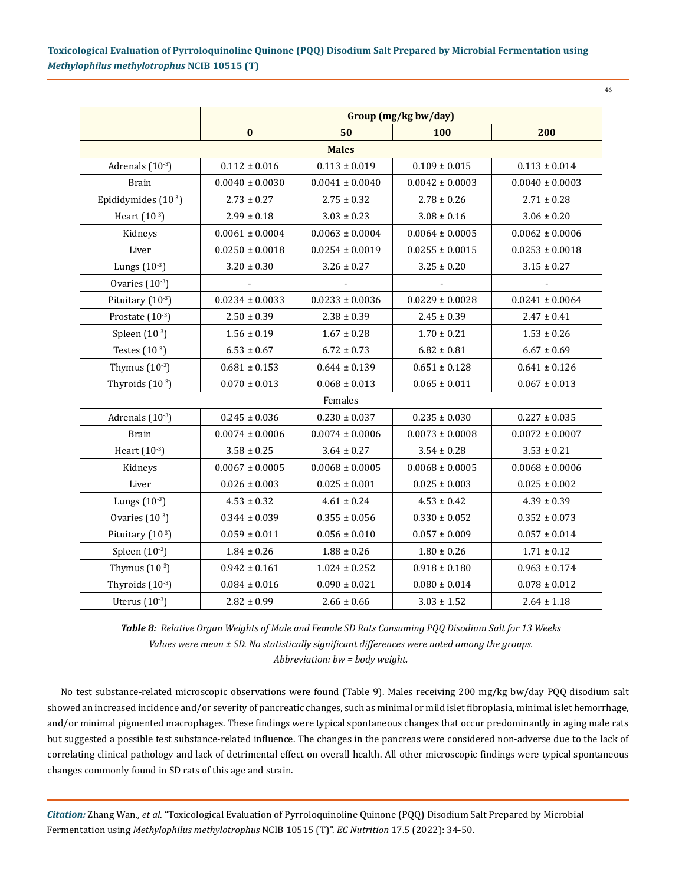| | Group (mg/kg bw/day) | | | |
|---|---|---|---|---|
| | 0 | 50 | 100 | 200 |
| **Males** | | | | |
| Adrenals ($10^{-3}$) | 0.112 ± 0.016 | 0.113 ± 0.019 | 0.109 ± 0.015 | 0.113 ± 0.014 |
| Brain | 0.0040 ± 0.0030 | 0.0041 ± 0.0040 | 0.0042 ± 0.0003 | 0.0040 ± 0.0003 |
| Epididymides ($10^{-3}$) | 2.73 ± 0.27 | 2.75 ± 0.32 | 2.78 ± 0.26 | 2.71 ± 0.28 |
| Heart ($10^{-3}$) | 2.99 ± 0.18 | 3.03 ± 0.23 | 3.08 ± 0.16 | 3.06 ± 0.20 |
| Kidneys | 0.0061 ± 0.0004 | 0.0063 ± 0.0004 | 0.0064 ± 0.0005 | 0.0062 ± 0.0006 |
| Liver | 0.0250 ± 0.0018 | 0.0254 ± 0.0019 | 0.0255 ± 0.0015 | 0.0253 ± 0.0018 |
| Lungs ($10^{-3}$) | 3.20 ± 0.30 | 3.26 ± 0.27 | 3.25 ± 0.20 | 3.15 ± 0.27 |
| Ovaries ($10^{-3}$) | - | - | - | - |
| Pituitary ($10^{-3}$) | 0.0234 ± 0.0033 | 0.0233 ± 0.0036 | 0.0229 ± 0.0028 | 0.0241 ± 0.0064 |
| Prostate ($10^{-3}$) | 2.50 ± 0.39 | 2.38 ± 0.39 | 2.45 ± 0.39 | 2.47 ± 0.41 |
| Spleen ($10^{-3}$) | 1.56 ± 0.19 | 1.67 ± 0.28 | 1.70 ± 0.21 | 1.53 ± 0.26 |
| Testes ($10^{-3}$) | 6.53 ± 0.67 | 6.72 ± 0.73 | 6.82 ± 0.81 | 6.67 ± 0.69 |
| Thymus ($10^{-3}$) | 0.681 ± 0.153 | 0.644 ± 0.139 | 0.651 ± 0.128 | 0.641 ± 0.126 |
| Thyroids ($10^{-3}$) | 0.070 ± 0.013 | 0.068 ± 0.013 | 0.065 ± 0.011 | 0.067 ± 0.013 |
| Females | | | | |
| Adrenals ($10^{-3}$) | 0.245 ± 0.036 | 0.230 ± 0.037 | 0.235 ± 0.030 | 0.227 ± 0.035 |
| Brain | 0.0074 ± 0.0006 | 0.0074 ± 0.0006 | 0.0073 ± 0.0008 | 0.0072 ± 0.0007 |
| Heart ($10^{-3}$) | 3.58 ± 0.25 | 3.64 ± 0.27 | 3.54 ± 0.28 | 3.53 ± 0.21 |
| Kidneys | 0.0067 ± 0.0005 | 0.0068 ± 0.0005 | 0.0068 ± 0.0005 | 0.0068 ± 0.0006 |
| Liver | 0.026 ± 0.003 | 0.025 ± 0.001 | 0.025 ± 0.003 | 0.025 ± 0.002 |
| Lungs ($10^{-3}$) | 4.53 ± 0.32 | 4.61 ± 0.24 | 4.53 ± 0.42 | 4.39 ± 0.39 |
| Ovaries ($10^{-3}$) | 0.344 ± 0.039 | 0.355 ± 0.056 | 0.330 ± 0.052 | 0.352 ± 0.073 |
| Pituitary ($10^{-3}$) | 0.059 ± 0.011 | 0.056 ± 0.010 | 0.057 ± 0.009 | 0.057 ± 0.014 |
| Spleen ($10^{-3}$) | 1.84 ± 0.26 | 1.88 ± 0.26 | 1.80 ± 0.26 | 1.71 ± 0.12 |
| Thymus ($10^{-3}$) | 0.942 ± 0.161 | 1.024 ± 0.252 | 0.918 ± 0.180 | 0.963 ± 0.174 |
| Thyroids ($10^{-3}$) | 0.084 ± 0.016 | 0.090 ± 0.021 | 0.080 ± 0.014 | 0.078 ± 0.012 |
| Uterus ($10^{-3}$) | 2.82 ± 0.99 | 2.66 ± 0.66 | 3.03 ± 1.52 | 2.64 ± 1.18 |

***Table 8:*** *Relative Organ Weights of Male and Female SD Rats Consuming PQQ Disodium Salt for 13 Weeks*
*Values were mean ± SD. No statistically significant differences were noted among the groups.*
*Abbreviation: bw = body weight.*

No test substance-related microscopic observations were found (Table 9). Males receiving 200 mg/kg bw/day PQQ disodium salt showed an increased incidence and/or severity of pancreatic changes, such as minimal or mild islet fibroplasia, minimal islet hemorrhage, and/or minimal pigmented macrophages. These findings were typical spontaneous changes that occur predominantly in aging male rats but suggested a possible test substance-related influence. The changes in the pancreas were considered non-adverse due to the lack of correlating clinical pathology and lack of detrimental effect on overall health. All other microscopic findings were typical spontaneous changes commonly found in SD rats of this age and strain.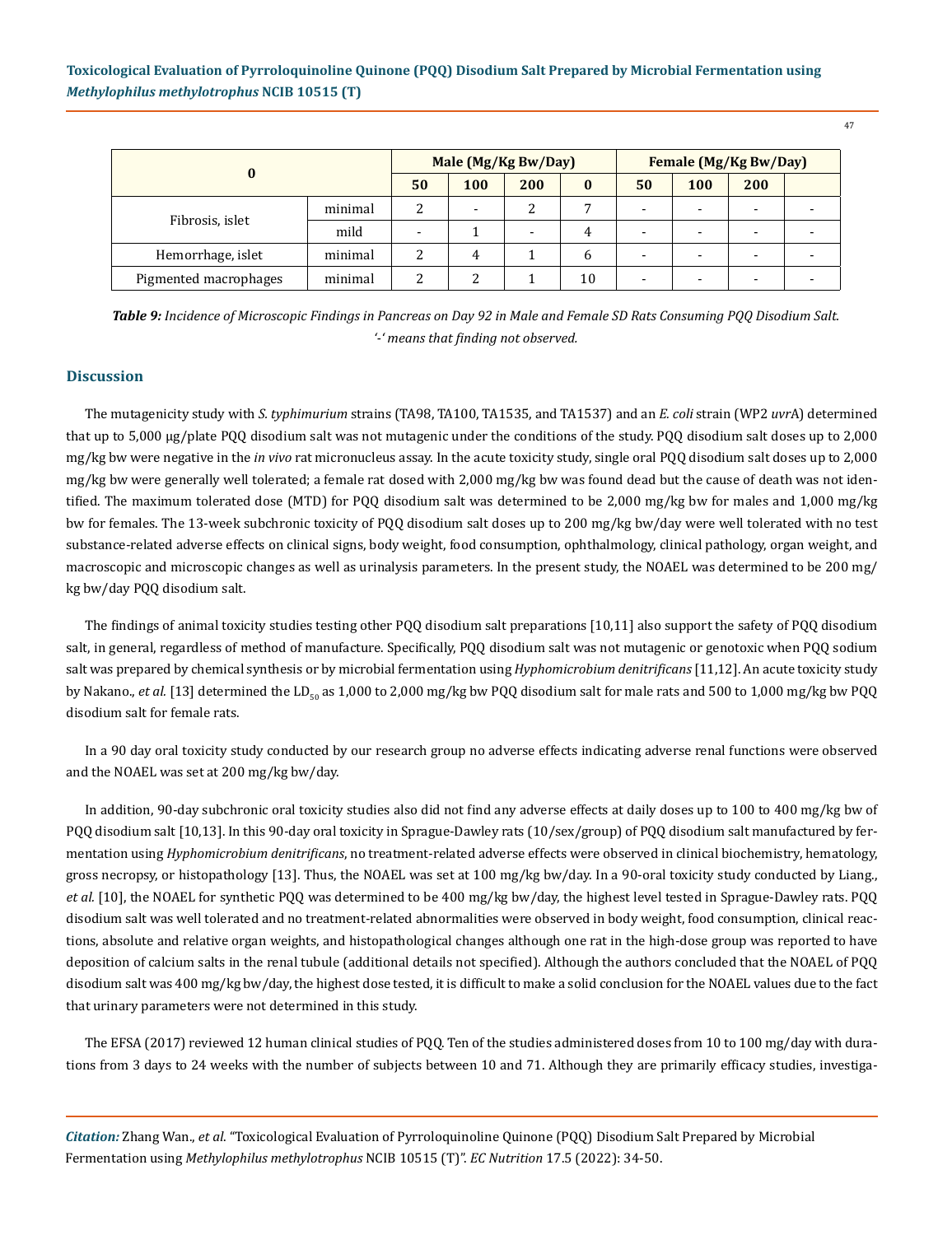| 0 | | Male (Mg/Kg Bw/Day) | | | | Female (Mg/Kg Bw/Day) | | | |
|---|---|---|---|---|---|---|---|---|---|
| | | 50 | 100 | 200 | 0 | 50 | 100 | 200 | |
| Fibrosis, islet | minimal | 2 | - | 2 | 7 | - | - | - | - |
| | mild | - | 1 | - | 4 | - | - | - | - |
| Hemorrhage, islet | minimal | 2 | 4 | 1 | 6 | - | - | - | - |
| Pigmented macrophages | minimal | 2 | 2 | 1 | 10 | - | - | - | - |

***Table 9:*** *Incidence of Microscopic Findings in Pancreas on Day 92 in Male and Female SD Rats Consuming PQQ Disodium Salt. '-' means that finding not observed.*

## Discussion

The mutagenicity study with *S. typhimurium* strains (TA98, TA100, TA1535, and TA1537) and an *E. coli* strain (WP2 *uvr*A) determined that up to 5,000 μg/plate PQQ disodium salt was not mutagenic under the conditions of the study. PQQ disodium salt doses up to 2,000 mg/kg bw were negative in the *in vivo* rat micronucleus assay. In the acute toxicity study, single oral PQQ disodium salt doses up to 2,000 mg/kg bw were generally well tolerated; a female rat dosed with 2,000 mg/kg bw was found dead but the cause of death was not identified. The maximum tolerated dose (MTD) for PQQ disodium salt was determined to be 2,000 mg/kg bw for males and 1,000 mg/kg bw for females. The 13-week subchronic toxicity of PQQ disodium salt doses up to 200 mg/kg bw/day were well tolerated with no test substance-related adverse effects on clinical signs, body weight, food consumption, ophthalmology, clinical pathology, organ weight, and macroscopic and microscopic changes as well as urinalysis parameters. In the present study, the NOAEL was determined to be 200 mg/kg bw/day PQQ disodium salt.

The findings of animal toxicity studies testing other PQQ disodium salt preparations [10,11] also support the safety of PQQ disodium salt, in general, regardless of method of manufacture. Specifically, PQQ disodium salt was not mutagenic or genotoxic when PQQ sodium salt was prepared by chemical synthesis or by microbial fermentation using *Hyphomicrobium denitrificans* [11,12]. An acute toxicity study by Nakano., *et al.* [13] determined the $LD_{50}$ as 1,000 to 2,000 mg/kg bw PQQ disodium salt for male rats and 500 to 1,000 mg/kg bw PQQ disodium salt for female rats.

In a 90 day oral toxicity study conducted by our research group no adverse effects indicating adverse renal functions were observed and the NOAEL was set at 200 mg/kg bw/day.

In addition, 90-day subchronic oral toxicity studies also did not find any adverse effects at daily doses up to 100 to 400 mg/kg bw of PQQ disodium salt [10,13]. In this 90-day oral toxicity in Sprague-Dawley rats (10/sex/group) of PQQ disodium salt manufactured by fermentation using *Hyphomicrobium denitrificans*, no treatment-related adverse effects were observed in clinical biochemistry, hematology, gross necropsy, or histopathology [13]. Thus, the NOAEL was set at 100 mg/kg bw/day. In a 90-oral toxicity study conducted by Liang., *et al.* [10], the NOAEL for synthetic PQQ was determined to be 400 mg/kg bw/day, the highest level tested in Sprague-Dawley rats. PQQ disodium salt was well tolerated and no treatment-related abnormalities were observed in body weight, food consumption, clinical reactions, absolute and relative organ weights, and histopathological changes although one rat in the high-dose group was reported to have deposition of calcium salts in the renal tubule (additional details not specified). Although the authors concluded that the NOAEL of PQQ disodium salt was 400 mg/kg bw/day, the highest dose tested, it is difficult to make a solid conclusion for the NOAEL values due to the fact that urinary parameters were not determined in this study.

The EFSA (2017) reviewed 12 human clinical studies of PQQ. Ten of the studies administered doses from 10 to 100 mg/day with durations from 3 days to 24 weeks with the number of subjects between 10 and 71. Although they are primarily efficacy studies, investiga-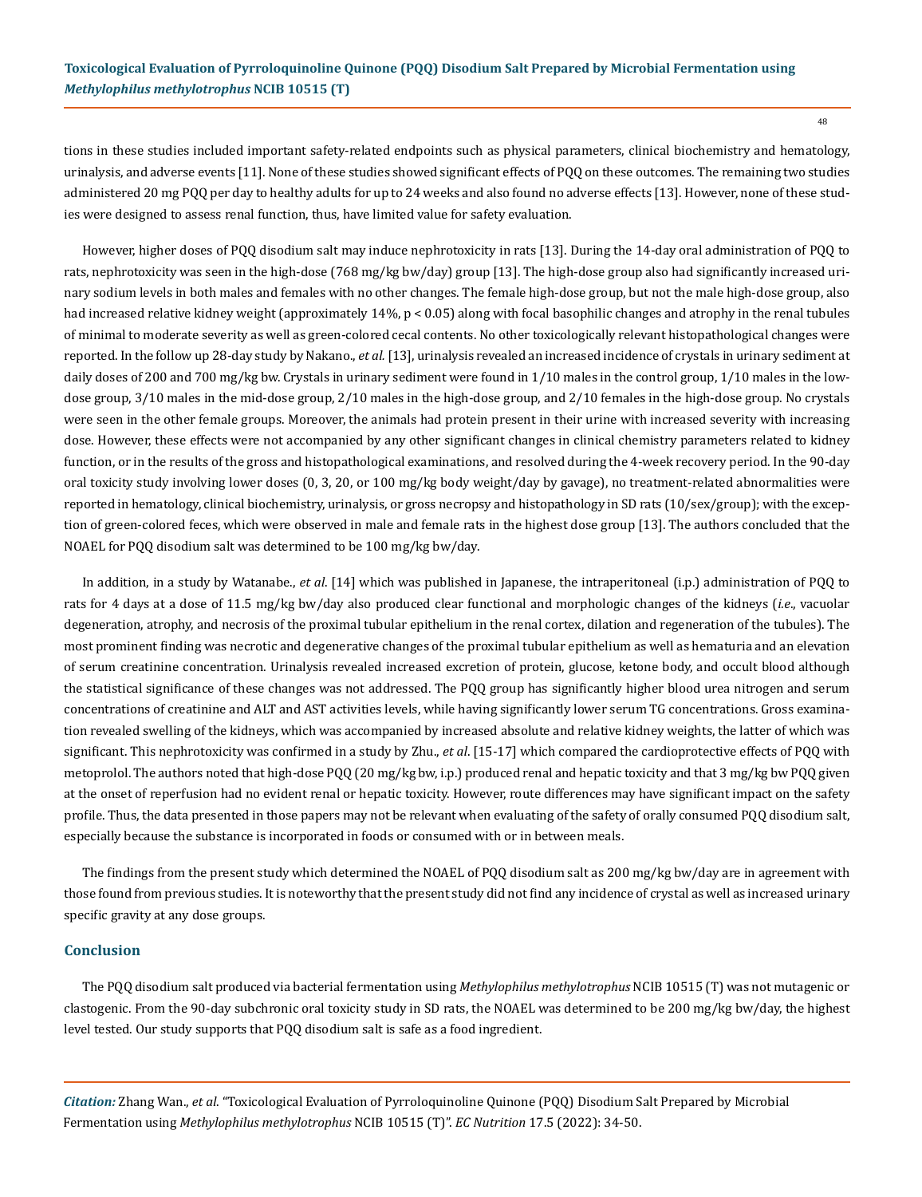tions in these studies included important safety-related endpoints such as physical parameters, clinical biochemistry and hematology, urinalysis, and adverse events [11]. None of these studies showed significant effects of PQQ on these outcomes. The remaining two studies administered 20 mg PQQ per day to healthy adults for up to 24 weeks and also found no adverse effects [13]. However, none of these studies were designed to assess renal function, thus, have limited value for safety evaluation.

However, higher doses of PQQ disodium salt may induce nephrotoxicity in rats [13]. During the 14-day oral administration of PQQ to rats, nephrotoxicity was seen in the high-dose (768 mg/kg bw/day) group [13]. The high-dose group also had significantly increased urinary sodium levels in both males and females with no other changes. The female high-dose group, but not the male high-dose group, also had increased relative kidney weight (approximately 14%, $p < 0.05$) along with focal basophilic changes and atrophy in the renal tubules of minimal to moderate severity as well as green-colored cecal contents. No other toxicologically relevant histopathological changes were reported. In the follow up 28-day study by Nakano., *et al.* [13], urinalysis revealed an increased incidence of crystals in urinary sediment at daily doses of 200 and 700 mg/kg bw. Crystals in urinary sediment were found in 1/10 males in the control group, 1/10 males in the low-dose group, 3/10 males in the mid-dose group, 2/10 males in the high-dose group, and 2/10 females in the high-dose group. No crystals were seen in the other female groups. Moreover, the animals had protein present in their urine with increased severity with increasing dose. However, these effects were not accompanied by any other significant changes in clinical chemistry parameters related to kidney function, or in the results of the gross and histopathological examinations, and resolved during the 4-week recovery period. In the 90-day oral toxicity study involving lower doses (0, 3, 20, or 100 mg/kg body weight/day by gavage), no treatment-related abnormalities were reported in hematology, clinical biochemistry, urinalysis, or gross necropsy and histopathology in SD rats (10/sex/group); with the exception of green-colored feces, which were observed in male and female rats in the highest dose group [13]. The authors concluded that the NOAEL for PQQ disodium salt was determined to be 100 mg/kg bw/day.

In addition, in a study by Watanabe., *et al.* [14] which was published in Japanese, the intraperitoneal (i.p.) administration of PQQ to rats for 4 days at a dose of 11.5 mg/kg bw/day also produced clear functional and morphologic changes of the kidneys (*i.e.*, vacuolar degeneration, atrophy, and necrosis of the proximal tubular epithelium in the renal cortex, dilation and regeneration of the tubules). The most prominent finding was necrotic and degenerative changes of the proximal tubular epithelium as well as hematuria and an elevation of serum creatinine concentration. Urinalysis revealed increased excretion of protein, glucose, ketone body, and occult blood although the statistical significance of these changes was not addressed. The PQQ group has significantly higher blood urea nitrogen and serum concentrations of creatinine and ALT and AST activities levels, while having significantly lower serum TG concentrations. Gross examination revealed swelling of the kidneys, which was accompanied by increased absolute and relative kidney weights, the latter of which was significant. This nephrotoxicity was confirmed in a study by Zhu., *et al.* [15-17] which compared the cardioprotective effects of PQQ with metoprolol. The authors noted that high-dose PQQ (20 mg/kg bw, i.p.) produced renal and hepatic toxicity and that 3 mg/kg bw PQQ given at the onset of reperfusion had no evident renal or hepatic toxicity. However, route differences may have significant impact on the safety profile. Thus, the data presented in those papers may not be relevant when evaluating of the safety of orally consumed PQQ disodium salt, especially because the substance is incorporated in foods or consumed with or in between meals.

The findings from the present study which determined the NOAEL of PQQ disodium salt as 200 mg/kg bw/day are in agreement with those found from previous studies. It is noteworthy that the present study did not find any incidence of crystal as well as increased urinary specific gravity at any dose groups.

## Conclusion

The PQQ disodium salt produced via bacterial fermentation using *Methylophilus methylotrophus* NCIB 10515 (T) was not mutagenic or clastogenic. From the 90-day subchronic oral toxicity study in SD rats, the NOAEL was determined to be 200 mg/kg bw/day, the highest level tested. Our study supports that PQQ disodium salt is safe as a food ingredient.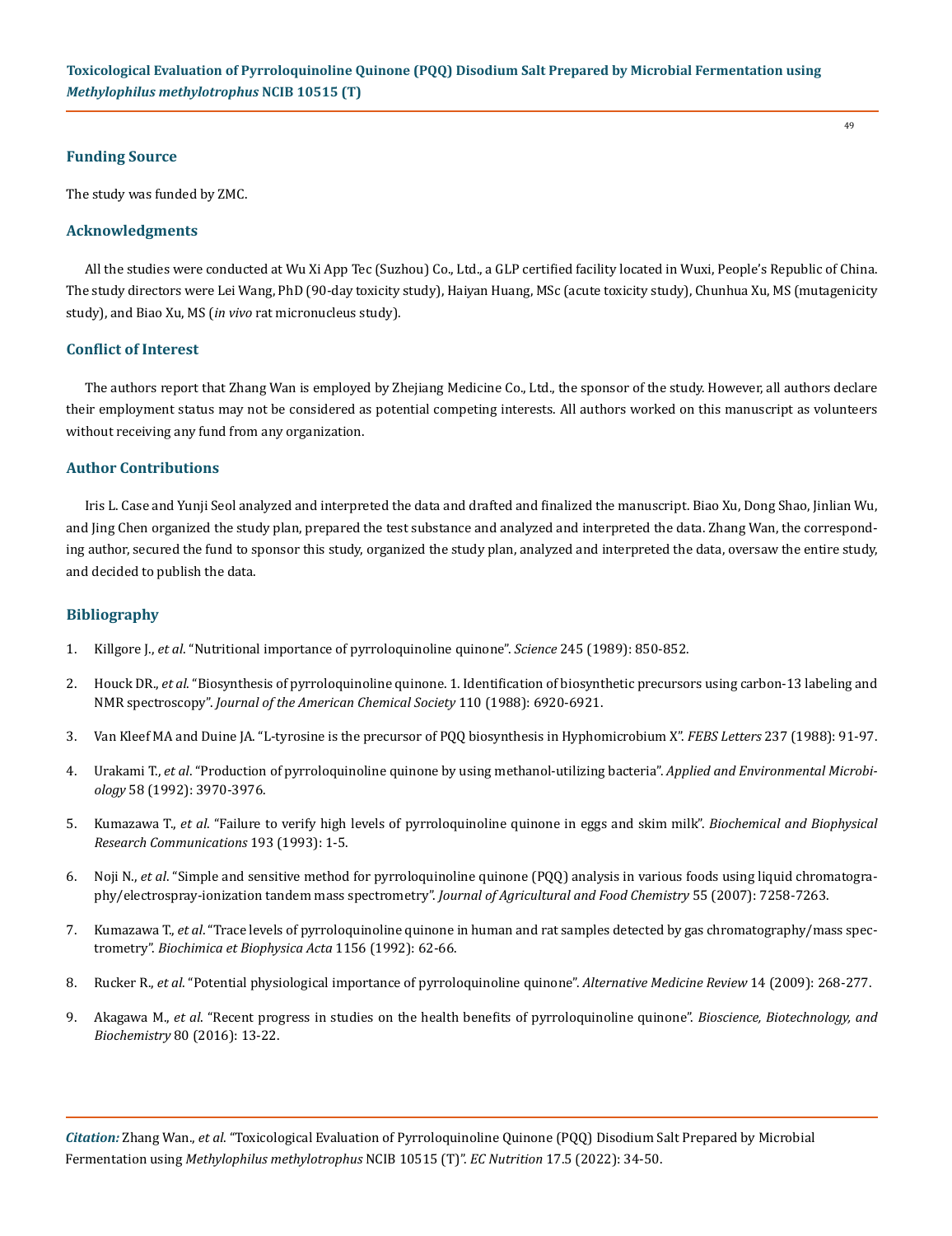## Funding Source

The study was funded by ZMC.

## Acknowledgments

All the studies were conducted at Wu Xi App Tec (Suzhou) Co., Ltd., a GLP certified facility located in Wuxi, People's Republic of China. The study directors were Lei Wang, PhD (90-day toxicity study), Haiyan Huang, MSc (acute toxicity study), Chunhua Xu, MS (mutagenicity study), and Biao Xu, MS (*in vivo* rat micronucleus study).

## Conflict of Interest

The authors report that Zhang Wan is employed by Zhejiang Medicine Co., Ltd., the sponsor of the study. However, all authors declare their employment status may not be considered as potential competing interests. All authors worked on this manuscript as volunteers without receiving any fund from any organization.

## Author Contributions

Iris L. Case and Yunji Seol analyzed and interpreted the data and drafted and finalized the manuscript. Biao Xu, Dong Shao, Jinlian Wu, and Jing Chen organized the study plan, prepared the test substance and analyzed and interpreted the data. Zhang Wan, the corresponding author, secured the fund to sponsor this study, organized the study plan, analyzed and interpreted the data, oversaw the entire study, and decided to publish the data.

## Bibliography

1. Killgore J., *et al*. "Nutritional importance of pyrroloquinoline quinone". *Science* 245 (1989): 850-852.
2. Houck DR., *et al*. "Biosynthesis of pyrroloquinoline quinone. 1. Identification of biosynthetic precursors using carbon-13 labeling and NMR spectroscopy". *Journal of the American Chemical Society* 110 (1988): 6920-6921.
3. Van Kleef MA and Duine JA. "L-tyrosine is the precursor of PQQ biosynthesis in Hyphomicrobium X". *FEBS Letters* 237 (1988): 91-97.
4. Urakami T., *et al*. "Production of pyrroloquinoline quinone by using methanol-utilizing bacteria". *Applied and Environmental Microbiology* 58 (1992): 3970-3976.
5. Kumazawa T., *et al*. "Failure to verify high levels of pyrroloquinoline quinone in eggs and skim milk". *Biochemical and Biophysical Research Communications* 193 (1993): 1-5.
6. Noji N., *et al*. "Simple and sensitive method for pyrroloquinoline quinone (PQQ) analysis in various foods using liquid chromatography/electrospray-ionization tandem mass spectrometry". *Journal of Agricultural and Food Chemistry* 55 (2007): 7258-7263.
7. Kumazawa T., *et al*. "Trace levels of pyrroloquinoline quinone in human and rat samples detected by gas chromatography/mass spectrometry". *Biochimica et Biophysica Acta* 1156 (1992): 62-66.
8. Rucker R., *et al*. "Potential physiological importance of pyrroloquinoline quinone". *Alternative Medicine Review* 14 (2009): 268-277.
9. Akagawa M., *et al*. "Recent progress in studies on the health benefits of pyrroloquinoline quinone". *Bioscience, Biotechnology, and Biochemistry* 80 (2016): 13-22.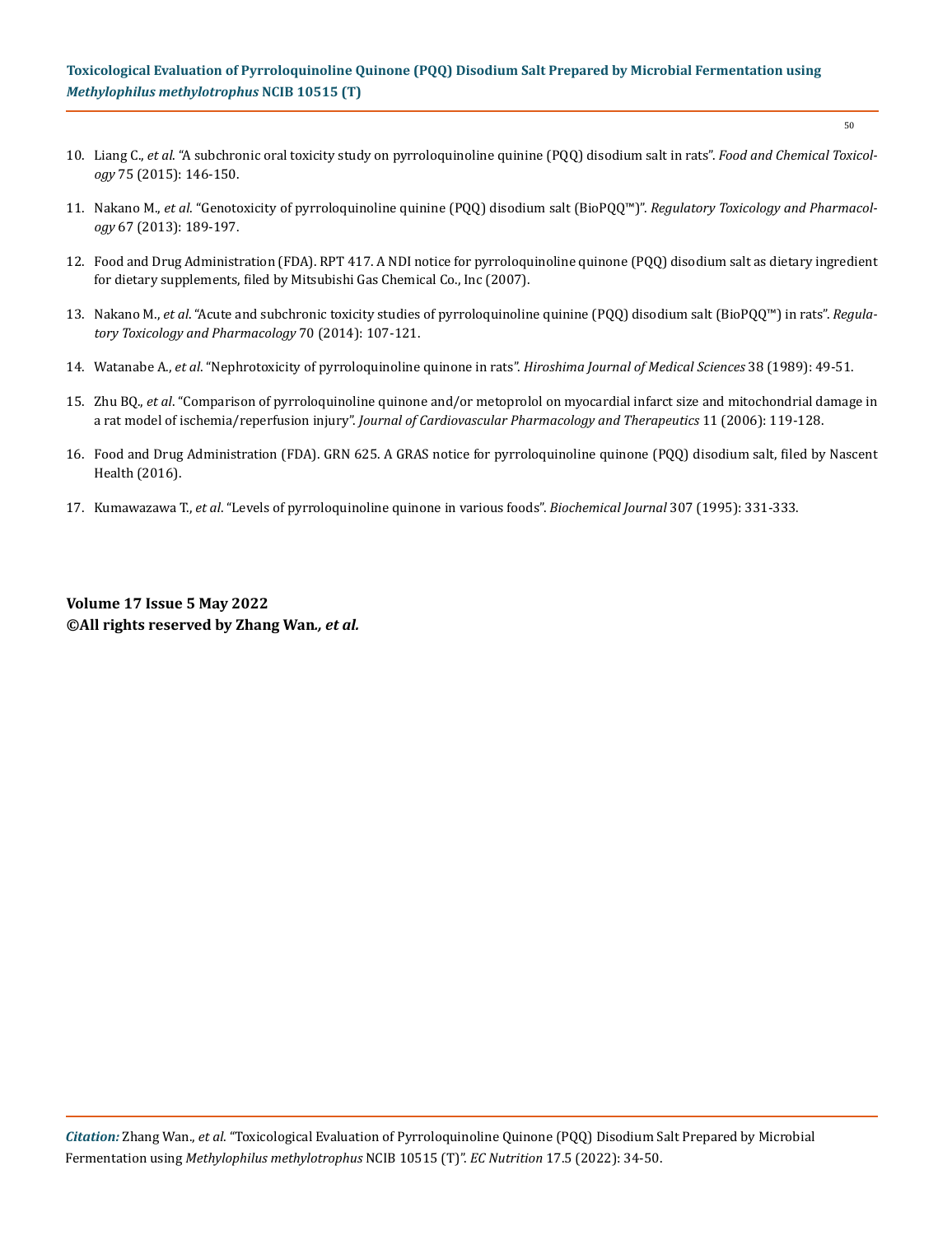10. Liang C., *et al*. "A subchronic oral toxicity study on pyrroloquinoline quinine (PQQ) disodium salt in rats". *Food and Chemical Toxicology* 75 (2015): 146-150.

11. Nakano M., *et al*. "Genotoxicity of pyrroloquinoline quinine (PQQ) disodium salt (BioPQQ™)". *Regulatory Toxicology and Pharmacology* 67 (2013): 189-197.

12. Food and Drug Administration (FDA). RPT 417. A NDI notice for pyrroloquinoline quinone (PQQ) disodium salt as dietary ingredient for dietary supplements, filed by Mitsubishi Gas Chemical Co., Inc (2007).

13. Nakano M., *et al*. "Acute and subchronic toxicity studies of pyrroloquinoline quinine (PQQ) disodium salt (BioPQQ™) in rats". *Regulatory Toxicology and Pharmacology* 70 (2014): 107-121.

14. Watanabe A., *et al*. "Nephrotoxicity of pyrroloquinoline quinone in rats". *Hiroshima Journal of Medical Sciences* 38 (1989): 49-51.

15. Zhu BQ., *et al*. "Comparison of pyrroloquinoline quinone and/or metoprolol on myocardial infarct size and mitochondrial damage in a rat model of ischemia/reperfusion injury". *Journal of Cardiovascular Pharmacology and Therapeutics* 11 (2006): 119-128.

16. Food and Drug Administration (FDA). GRN 625. A GRAS notice for pyrroloquinoline quinone (PQQ) disodium salt, filed by Nascent Health (2016).

17. Kumawazawa T., *et al*. "Levels of pyrroloquinoline quinone in various foods". *Biochemical Journal* 307 (1995): 331-333.

**Volume 17 Issue 5 May 2022**
**©All rights reserved by Zhang Wan*., et al.***